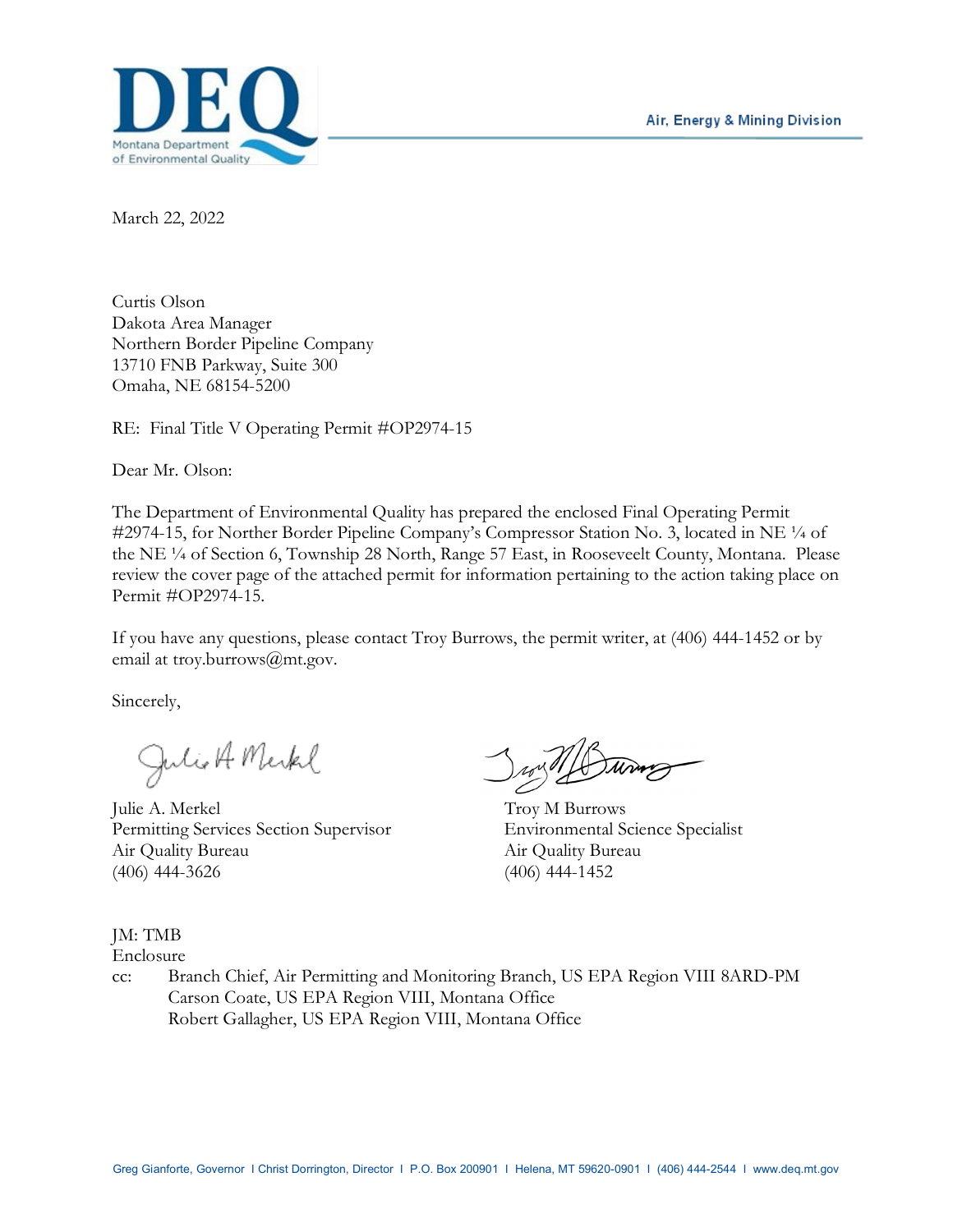DEQ
Montana Department of Environmental Quality

Air, Energy & Mining Division

March 22, 2022

Curtis Olson
Dakota Area Manager
Northern Border Pipeline Company
13710 FNB Parkway, Suite 300
Omaha, NE 68154-5200

RE: Final Title V Operating Permit #OP2974-15

Dear Mr. Olson:

The Department of Environmental Quality has prepared the enclosed Final Operating Permit #2974-15, for Norther Border Pipeline Company's Compressor Station No. 3, located in NE ¼ of the NE ¼ of Section 6, Township 28 North, Range 57 East, in Roosevelt County, Montana. Please review the cover page of the attached permit for information pertaining to the action taking place on Permit #OP2974-15.

If you have any questions, please contact Troy Burrows, the permit writer, at (406) 444-1452 or by email at troy.burrows@mt.gov.

Sincerely,

Julie A. Merkel
Permitting Services Section Supervisor
Air Quality Bureau
(406) 444-3626

Troy M Burrows
Environmental Science Specialist
Air Quality Bureau
(406) 444-1452

JM: TMB
Enclosure
cc: Branch Chief, Air Permitting and Monitoring Branch, US EPA Region VIII 8ARD-PM
Carson Coate, US EPA Region VIII, Montana Office
Robert Gallagher, US EPA Region VIII, Montana Office

Greg Gianforte, Governor | Christ Dorrington, Director | P.O. Box 200901 | Helena, MT 59620-0901 | (406) 444-2544 | www.deq.mt.gov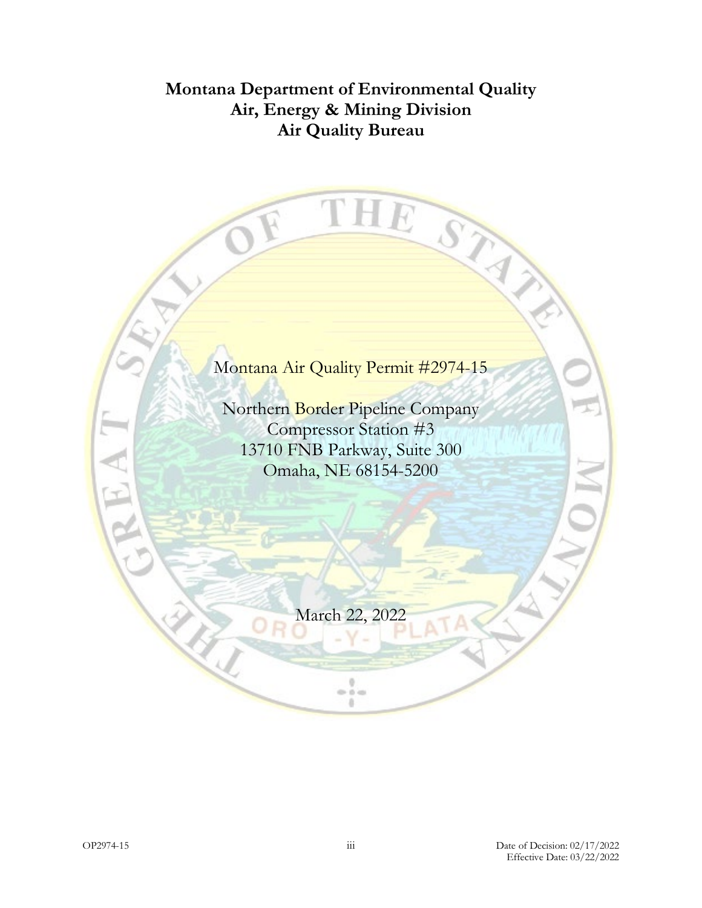# Montana Department of Environmental Quality
# Air, Energy & Mining Division
# Air Quality Bureau

Montana Air Quality Permit #2974-15

Northern Border Pipeline Company
Compressor Station #3
13710 FNB Parkway, Suite 300
Omaha, NE 68154-5200

March 22, 2022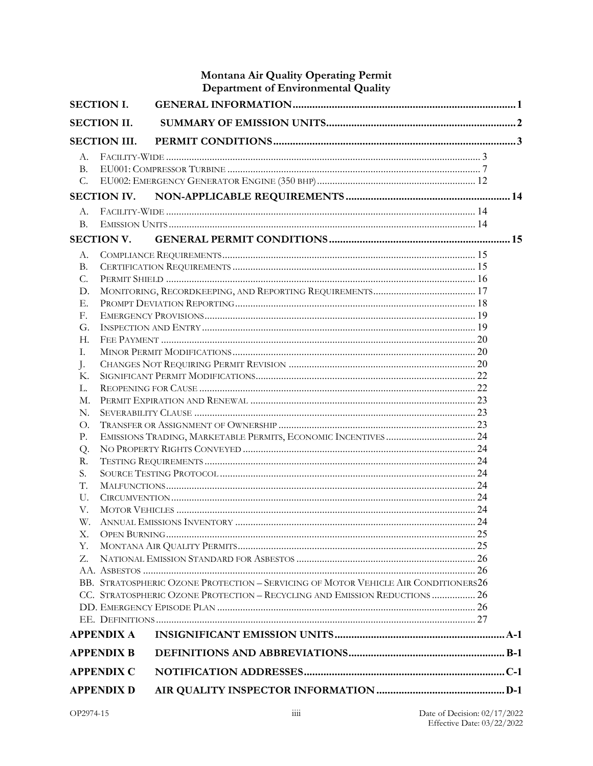# Montana Air Quality Operating Permit
## Department of Environmental Quality

**SECTION I. GENERAL INFORMATION** ........ **1**

**SECTION II. SUMMARY OF EMISSION UNITS** ........ **2**

**SECTION III. PERMIT CONDITIONS** ........ **3**

- A. Facility-Wide ........ 3
- B. EU001: Compressor Turbine ........ 7
- C. EU002: Emergency Generator Engine (350 bhp) ........ 12

**SECTION IV. NON-APPLICABLE REQUIREMENTS** ........ **14**

- A. Facility-Wide ........ 14
- B. Emission Units ........ 14

**SECTION V. GENERAL PERMIT CONDITIONS** ........ **15**

- A. Compliance Requirements ........ 15
- B. Certification Requirements ........ 15
- C. Permit Shield ........ 16
- D. Monitoring, Recordkeeping, and Reporting Requirements ........ 17
- E. Prompt Deviation Reporting ........ 18
- F. Emergency Provisions ........ 19
- G. Inspection and Entry ........ 19
- H. Fee Payment ........ 20
- I. Minor Permit Modifications ........ 20
- J. Changes Not Requiring Permit Revision ........ 20
- K. Significant Permit Modifications ........ 22
- L. Reopening for Cause ........ 22
- M. Permit Expiration and Renewal ........ 23
- N. Severability Clause ........ 23
- O. Transfer or Assignment of Ownership ........ 23
- P. Emissions Trading, Marketable Permits, Economic Incentives ........ 24
- Q. No Property Rights Conveyed ........ 24
- R. Testing Requirements ........ 24
- S. Source Testing Protocol ........ 24
- T. Malfunctions ........ 24
- U. Circumvention ........ 24
- V. Motor Vehicles ........ 24
- W. Annual Emissions Inventory ........ 24
- X. Open Burning ........ 25
- Y. Montana Air Quality Permits ........ 25
- Z. National Emission Standard for Asbestos ........ 26
- AA. Asbestos ........ 26
- BB. Stratospheric Ozone Protection – Servicing of Motor Vehicle Air Conditioners ........ 26
- CC. Stratospheric Ozone Protection – Recycling and Emission Reductions ........ 26
- DD. Emergency Episode Plan ........ 26
- EE. Definitions ........ 27

**APPENDIX A INSIGNIFICANT EMISSION UNITS** ........ **A-1**

**APPENDIX B DEFINITIONS AND ABBREVIATIONS** ........ **B-1**

**APPENDIX C NOTIFICATION ADDRESSES** ........ **C-1**

**APPENDIX D AIR QUALITY INSPECTOR INFORMATION** ........ **D-1**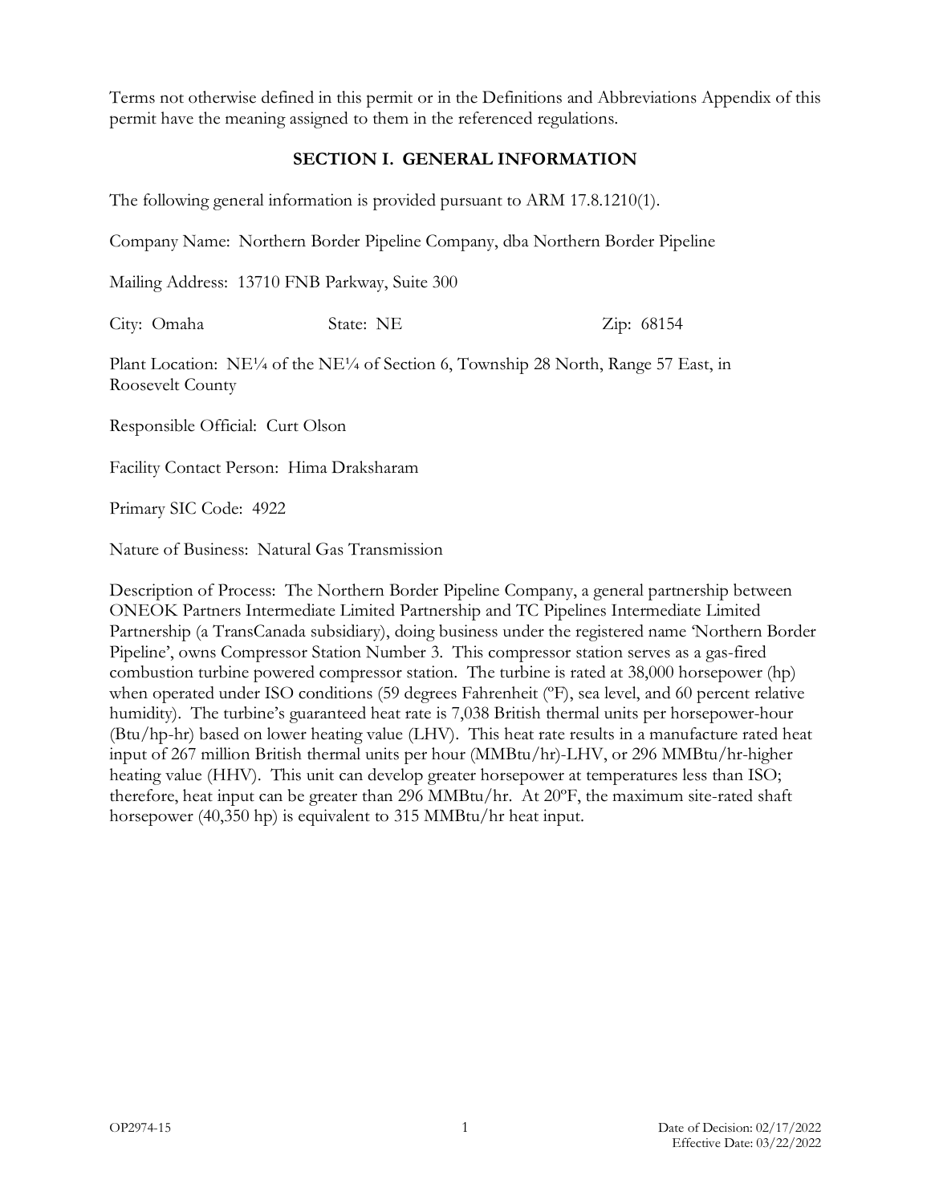Terms not otherwise defined in this permit or in the Definitions and Abbreviations Appendix of this permit have the meaning assigned to them in the referenced regulations.

## SECTION I. GENERAL INFORMATION

The following general information is provided pursuant to ARM 17.8.1210(1).

Company Name: Northern Border Pipeline Company, dba Northern Border Pipeline

Mailing Address: 13710 FNB Parkway, Suite 300

City: Omaha State: NE Zip: 68154

Plant Location: NE¼ of the NE¼ of Section 6, Township 28 North, Range 57 East, in Roosevelt County

Responsible Official: Curt Olson

Facility Contact Person: Hima Draksharam

Primary SIC Code: 4922

Nature of Business: Natural Gas Transmission

Description of Process: The Northern Border Pipeline Company, a general partnership between ONEOK Partners Intermediate Limited Partnership and TC Pipelines Intermediate Limited Partnership (a TransCanada subsidiary), doing business under the registered name 'Northern Border Pipeline', owns Compressor Station Number 3. This compressor station serves as a gas-fired combustion turbine powered compressor station. The turbine is rated at 38,000 horsepower (hp) when operated under ISO conditions (59 degrees Fahrenheit (ºF), sea level, and 60 percent relative humidity). The turbine's guaranteed heat rate is 7,038 British thermal units per horsepower-hour (Btu/hp-hr) based on lower heating value (LHV). This heat rate results in a manufacture rated heat input of 267 million British thermal units per hour (MMBtu/hr)-LHV, or 296 MMBtu/hr-higher heating value (HHV). This unit can develop greater horsepower at temperatures less than ISO; therefore, heat input can be greater than 296 MMBtu/hr. At 20ºF, the maximum site-rated shaft horsepower (40,350 hp) is equivalent to 315 MMBtu/hr heat input.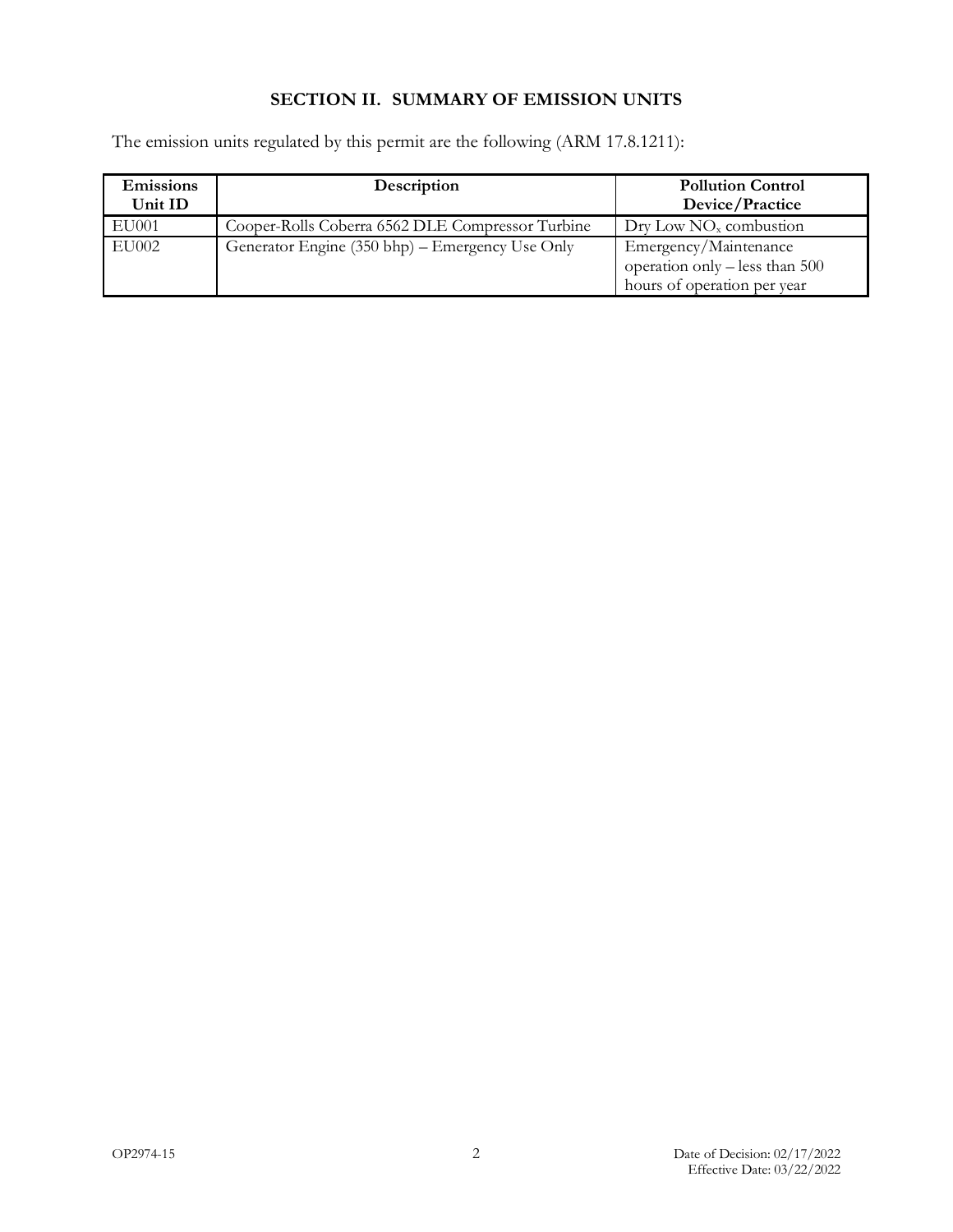## SECTION II. SUMMARY OF EMISSION UNITS

The emission units regulated by this permit are the following (ARM 17.8.1211):

| Emissions Unit ID | Description | Pollution Control Device/Practice |
|---|---|---|
| EU001 | Cooper-Rolls Coberra 6562 DLE Compressor Turbine | Dry Low $NO_x$ combustion |
| EU002 | Generator Engine (350 bhp) – Emergency Use Only | Emergency/Maintenance operation only – less than 500 hours of operation per year |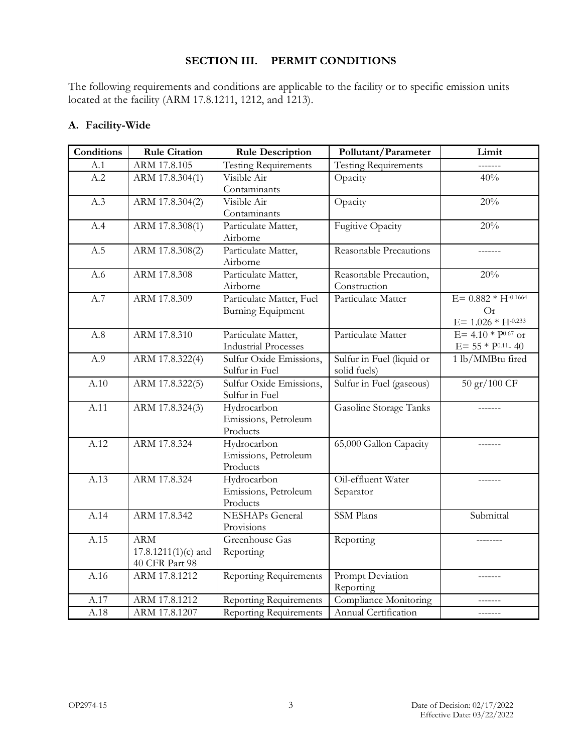## SECTION III. PERMIT CONDITIONS

The following requirements and conditions are applicable to the facility or to specific emission units located at the facility (ARM 17.8.1211, 1212, and 1213).

### A. Facility-Wide

| Conditions | Rule Citation | Rule Description | Pollutant/Parameter | Limit |
|---|---|---|---|---|
| A.1 | ARM 17.8.105 | Testing Requirements | Testing Requirements | ------- |
| A.2 | ARM 17.8.304(1) | Visible Air Contaminants | Opacity | 40% |
| A.3 | ARM 17.8.304(2) | Visible Air Contaminants | Opacity | 20% |
| A.4 | ARM 17.8.308(1) | Particulate Matter, Airborne | Fugitive Opacity | 20% |
| A.5 | ARM 17.8.308(2) | Particulate Matter, Airborne | Reasonable Precautions | ------- |
| A.6 | ARM 17.8.308 | Particulate Matter, Airborne | Reasonable Precaution, Construction | 20% |
| A.7 | ARM 17.8.309 | Particulate Matter, Fuel Burning Equipment | Particulate Matter | $E= 0.882 * H^{-0.1664}$ Or $E= 1.026 * H^{-0.233}$ |
| A.8 | ARM 17.8.310 | Particulate Matter, Industrial Processes | Particulate Matter | $E= 4.10 * P^{0.67}$ or $E= 55 * P^{0.11} - 40$ |
| A.9 | ARM 17.8.322(4) | Sulfur Oxide Emissions, Sulfur in Fuel | Sulfur in Fuel (liquid or solid fuels) | 1 lb/MMBtu fired |
| A.10 | ARM 17.8.322(5) | Sulfur Oxide Emissions, Sulfur in Fuel | Sulfur in Fuel (gaseous) | 50 gr/100 CF |
| A.11 | ARM 17.8.324(3) | Hydrocarbon Emissions, Petroleum Products | Gasoline Storage Tanks | ------- |
| A.12 | ARM 17.8.324 | Hydrocarbon Emissions, Petroleum Products | 65,000 Gallon Capacity | ------- |
| A.13 | ARM 17.8.324 | Hydrocarbon Emissions, Petroleum Products | Oil-effluent Water Separator | ------- |
| A.14 | ARM 17.8.342 | NESHAPs General Provisions | SSM Plans | Submittal |
| A.15 | ARM 17.8.1211(1)(c) and 40 CFR Part 98 | Greenhouse Gas Reporting | Reporting | -------- |
| A.16 | ARM 17.8.1212 | Reporting Requirements | Prompt Deviation Reporting | ------- |
| A.17 | ARM 17.8.1212 | Reporting Requirements | Compliance Monitoring | ------- |
| A.18 | ARM 17.8.1207 | Reporting Requirements | Annual Certification | ------- |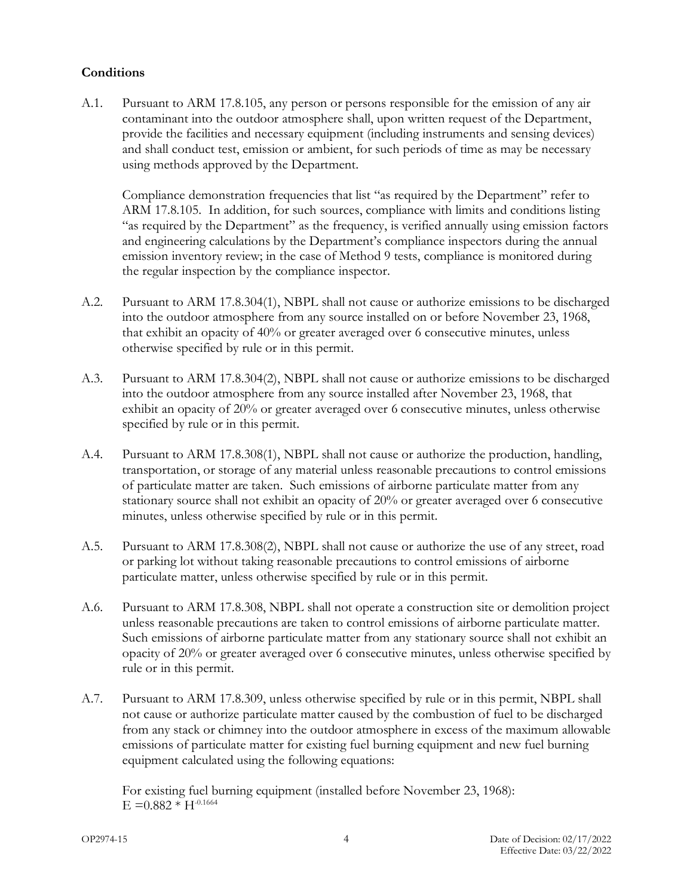**Conditions**

A.1. Pursuant to ARM 17.8.105, any person or persons responsible for the emission of any air contaminant into the outdoor atmosphere shall, upon written request of the Department, provide the facilities and necessary equipment (including instruments and sensing devices) and shall conduct test, emission or ambient, for such periods of time as may be necessary using methods approved by the Department.

Compliance demonstration frequencies that list "as required by the Department" refer to ARM 17.8.105. In addition, for such sources, compliance with limits and conditions listing "as required by the Department" as the frequency, is verified annually using emission factors and engineering calculations by the Department's compliance inspectors during the annual emission inventory review; in the case of Method 9 tests, compliance is monitored during the regular inspection by the compliance inspector.

A.2. Pursuant to ARM 17.8.304(1), NBPL shall not cause or authorize emissions to be discharged into the outdoor atmosphere from any source installed on or before November 23, 1968, that exhibit an opacity of 40% or greater averaged over 6 consecutive minutes, unless otherwise specified by rule or in this permit.

A.3. Pursuant to ARM 17.8.304(2), NBPL shall not cause or authorize emissions to be discharged into the outdoor atmosphere from any source installed after November 23, 1968, that exhibit an opacity of 20% or greater averaged over 6 consecutive minutes, unless otherwise specified by rule or in this permit.

A.4. Pursuant to ARM 17.8.308(1), NBPL shall not cause or authorize the production, handling, transportation, or storage of any material unless reasonable precautions to control emissions of particulate matter are taken. Such emissions of airborne particulate matter from any stationary source shall not exhibit an opacity of 20% or greater averaged over 6 consecutive minutes, unless otherwise specified by rule or in this permit.

A.5. Pursuant to ARM 17.8.308(2), NBPL shall not cause or authorize the use of any street, road or parking lot without taking reasonable precautions to control emissions of airborne particulate matter, unless otherwise specified by rule or in this permit.

A.6. Pursuant to ARM 17.8.308, NBPL shall not operate a construction site or demolition project unless reasonable precautions are taken to control emissions of airborne particulate matter. Such emissions of airborne particulate matter from any stationary source shall not exhibit an opacity of 20% or greater averaged over 6 consecutive minutes, unless otherwise specified by rule or in this permit.

A.7. Pursuant to ARM 17.8.309, unless otherwise specified by rule or in this permit, NBPL shall not cause or authorize particulate matter caused by the combustion of fuel to be discharged from any stack or chimney into the outdoor atmosphere in excess of the maximum allowable emissions of particulate matter for existing fuel burning equipment and new fuel burning equipment calculated using the following equations:

For existing fuel burning equipment (installed before November 23, 1968):
$E = 0.882 * H^{-0.1664}$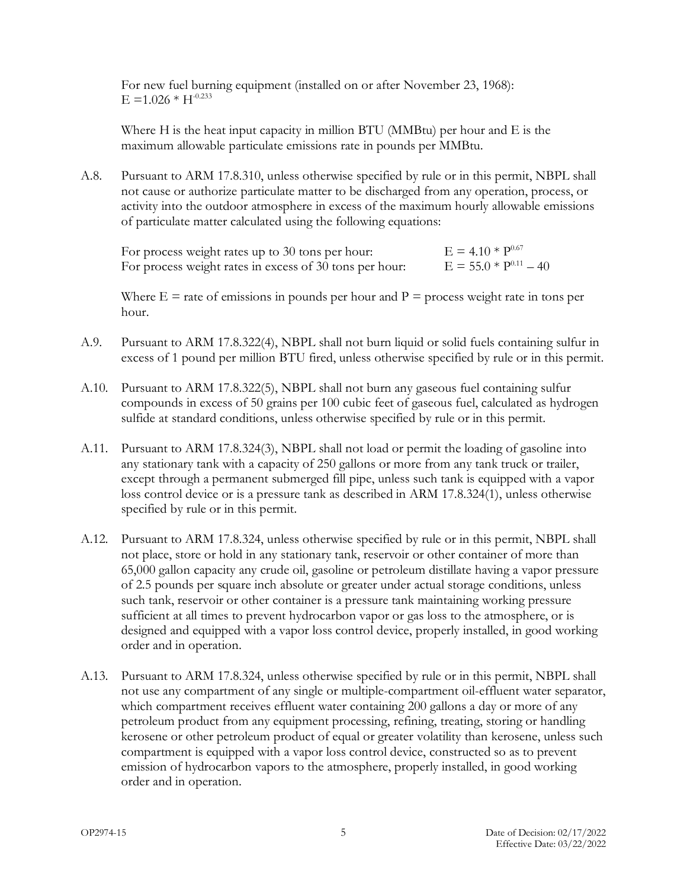For new fuel burning equipment (installed on or after November 23, 1968):
$E = 1.026 * H^{-0.233}$

Where H is the heat input capacity in million BTU (MMBtu) per hour and E is the maximum allowable particulate emissions rate in pounds per MMBtu.

A.8. Pursuant to ARM 17.8.310, unless otherwise specified by rule or in this permit, NBPL shall not cause or authorize particulate matter to be discharged from any operation, process, or activity into the outdoor atmosphere in excess of the maximum hourly allowable emissions of particulate matter calculated using the following equations:

For process weight rates up to 30 tons per hour: $E = 4.10 * P^{0.67}$
For process weight rates in excess of 30 tons per hour: $E = 55.0 * P^{0.11} - 40$

Where E = rate of emissions in pounds per hour and P = process weight rate in tons per hour.

A.9. Pursuant to ARM 17.8.322(4), NBPL shall not burn liquid or solid fuels containing sulfur in excess of 1 pound per million BTU fired, unless otherwise specified by rule or in this permit.

A.10. Pursuant to ARM 17.8.322(5), NBPL shall not burn any gaseous fuel containing sulfur compounds in excess of 50 grains per 100 cubic feet of gaseous fuel, calculated as hydrogen sulfide at standard conditions, unless otherwise specified by rule or in this permit.

A.11. Pursuant to ARM 17.8.324(3), NBPL shall not load or permit the loading of gasoline into any stationary tank with a capacity of 250 gallons or more from any tank truck or trailer, except through a permanent submerged fill pipe, unless such tank is equipped with a vapor loss control device or is a pressure tank as described in ARM 17.8.324(1), unless otherwise specified by rule or in this permit.

A.12. Pursuant to ARM 17.8.324, unless otherwise specified by rule or in this permit, NBPL shall not place, store or hold in any stationary tank, reservoir or other container of more than 65,000 gallon capacity any crude oil, gasoline or petroleum distillate having a vapor pressure of 2.5 pounds per square inch absolute or greater under actual storage conditions, unless such tank, reservoir or other container is a pressure tank maintaining working pressure sufficient at all times to prevent hydrocarbon vapor or gas loss to the atmosphere, or is designed and equipped with a vapor loss control device, properly installed, in good working order and in operation.

A.13. Pursuant to ARM 17.8.324, unless otherwise specified by rule or in this permit, NBPL shall not use any compartment of any single or multiple-compartment oil-effluent water separator, which compartment receives effluent water containing 200 gallons a day or more of any petroleum product from any equipment processing, refining, treating, storing or handling kerosene or other petroleum product of equal or greater volatility than kerosene, unless such compartment is equipped with a vapor loss control device, constructed so as to prevent emission of hydrocarbon vapors to the atmosphere, properly installed, in good working order and in operation.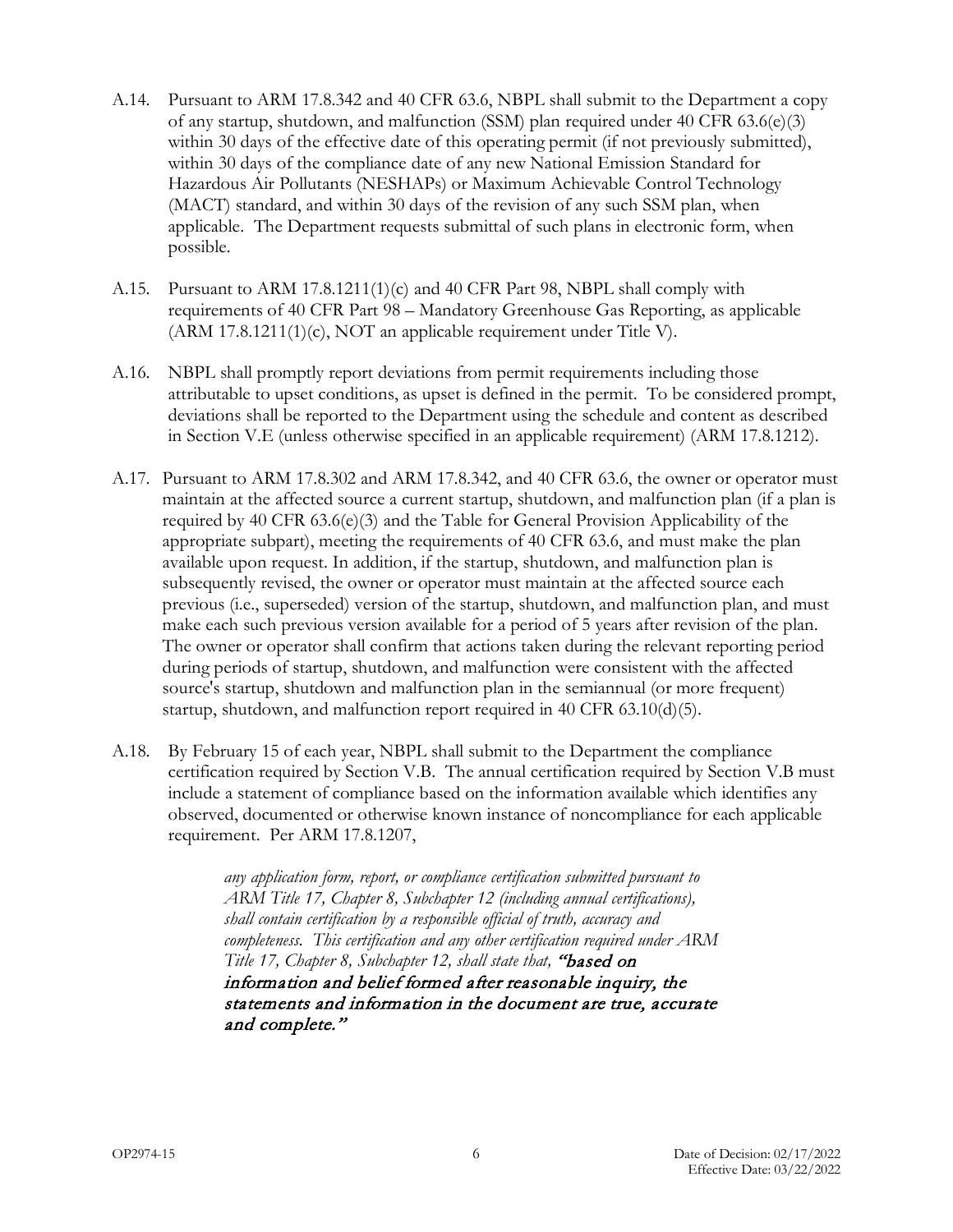A.14. Pursuant to ARM 17.8.342 and 40 CFR 63.6, NBPL shall submit to the Department a copy of any startup, shutdown, and malfunction (SSM) plan required under 40 CFR 63.6(e)(3) within 30 days of the effective date of this operating permit (if not previously submitted), within 30 days of the compliance date of any new National Emission Standard for Hazardous Air Pollutants (NESHAPs) or Maximum Achievable Control Technology (MACT) standard, and within 30 days of the revision of any such SSM plan, when applicable. The Department requests submittal of such plans in electronic form, when possible.

A.15. Pursuant to ARM 17.8.1211(1)(c) and 40 CFR Part 98, NBPL shall comply with requirements of 40 CFR Part 98 – Mandatory Greenhouse Gas Reporting, as applicable (ARM 17.8.1211(1)(c), NOT an applicable requirement under Title V).

A.16. NBPL shall promptly report deviations from permit requirements including those attributable to upset conditions, as upset is defined in the permit. To be considered prompt, deviations shall be reported to the Department using the schedule and content as described in Section V.E (unless otherwise specified in an applicable requirement) (ARM 17.8.1212).

A.17. Pursuant to ARM 17.8.302 and ARM 17.8.342, and 40 CFR 63.6, the owner or operator must maintain at the affected source a current startup, shutdown, and malfunction plan (if a plan is required by 40 CFR 63.6(e)(3) and the Table for General Provision Applicability of the appropriate subpart), meeting the requirements of 40 CFR 63.6, and must make the plan available upon request. In addition, if the startup, shutdown, and malfunction plan is subsequently revised, the owner or operator must maintain at the affected source each previous (i.e., superseded) version of the startup, shutdown, and malfunction plan, and must make each such previous version available for a period of 5 years after revision of the plan. The owner or operator shall confirm that actions taken during the relevant reporting period during periods of startup, shutdown, and malfunction were consistent with the affected source's startup, shutdown and malfunction plan in the semiannual (or more frequent) startup, shutdown, and malfunction report required in 40 CFR 63.10(d)(5).

A.18. By February 15 of each year, NBPL shall submit to the Department the compliance certification required by Section V.B. The annual certification required by Section V.B must include a statement of compliance based on the information available which identifies any observed, documented or otherwise known instance of noncompliance for each applicable requirement. Per ARM 17.8.1207,

> *any application form, report, or compliance certification submitted pursuant to ARM Title 17, Chapter 8, Subchapter 12 (including annual certifications), shall contain certification by a responsible official of truth, accuracy and completeness. This certification and any other certification required under ARM Title 17, Chapter 8, Subchapter 12, shall state that, "based on information and belief formed after reasonable inquiry, the statements and information in the document are true, accurate and complete."*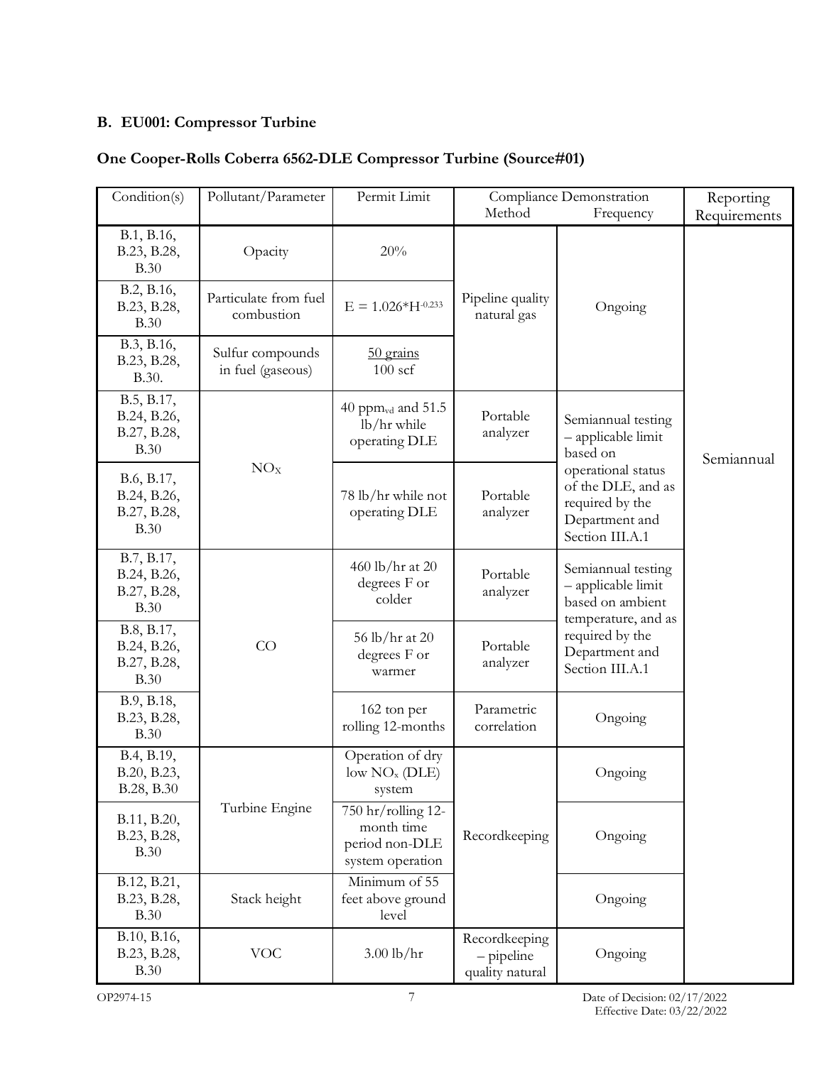## B. EU001: Compressor Turbine

### One Cooper-Rolls Coberra 6562-DLE Compressor Turbine (Source#01)

| Condition(s) | Pollutant/Parameter | Permit Limit | Compliance Demonstration Method | Compliance Demonstration Frequency | Reporting Requirements |
|---|---|---|---|---|---|
| B.1, B.16, B.23, B.28, B.30 | Opacity | 20% | Pipeline quality natural gas | Ongoing | Semiannual |
| B.2, B.16, B.23, B.28, B.30 | Particulate from fuel combustion | $E = 1.026*H^{-0.233}$ | | | |
| B.3, B.16, B.23, B.28, B.30. | Sulfur compounds in fuel (gaseous) | $\frac{50 \text{ grains}}{100 \text{ scf}}$ | | | |
| B.5, B.17, B.24, B.26, B.27, B.28, B.30 | $NO_X$ | 40 $ppm_{vd}$ and 51.5 lb/hr while operating DLE | Portable analyzer | Semiannual testing – applicable limit based on operational status of the DLE, and as required by the Department and Section III.A.1 | |
| B.6, B.17, B.24, B.26, B.27, B.28, B.30 | | 78 lb/hr while not operating DLE | Portable analyzer | | |
| B.7, B.17, B.24, B.26, B.27, B.28, B.30 | CO | 460 lb/hr at 20 degrees F or colder | Portable analyzer | Semiannual testing – applicable limit based on ambient temperature, and as required by the Department and Section III.A.1 | |
| B.8, B.17, B.24, B.26, B.27, B.28, B.30 | | 56 lb/hr at 20 degrees F or warmer | Portable analyzer | | |
| B.9, B.18, B.23, B.28, B.30 | | 162 ton per rolling 12-months | Parametric correlation | Ongoing | |
| B.4, B.19, B.20, B.23, B.28, B.30 | Turbine Engine | Operation of dry low $NO_x$ (DLE) system | Recordkeeping | Ongoing | |
| B.11, B.20, B.23, B.28, B.30 | | 750 hr/rolling 12-month time period non-DLE system operation | | Ongoing | |
| B.12, B.21, B.23, B.28, B.30 | Stack height | Minimum of 55 feet above ground level | | Ongoing | |
| B.10, B.16, B.23, B.28, B.30 | VOC | 3.00 lb/hr | Recordkeeping – pipeline quality natural | Ongoing | |

OP2974-15 Date of Decision: 02/17/2022 Effective Date: 03/22/2022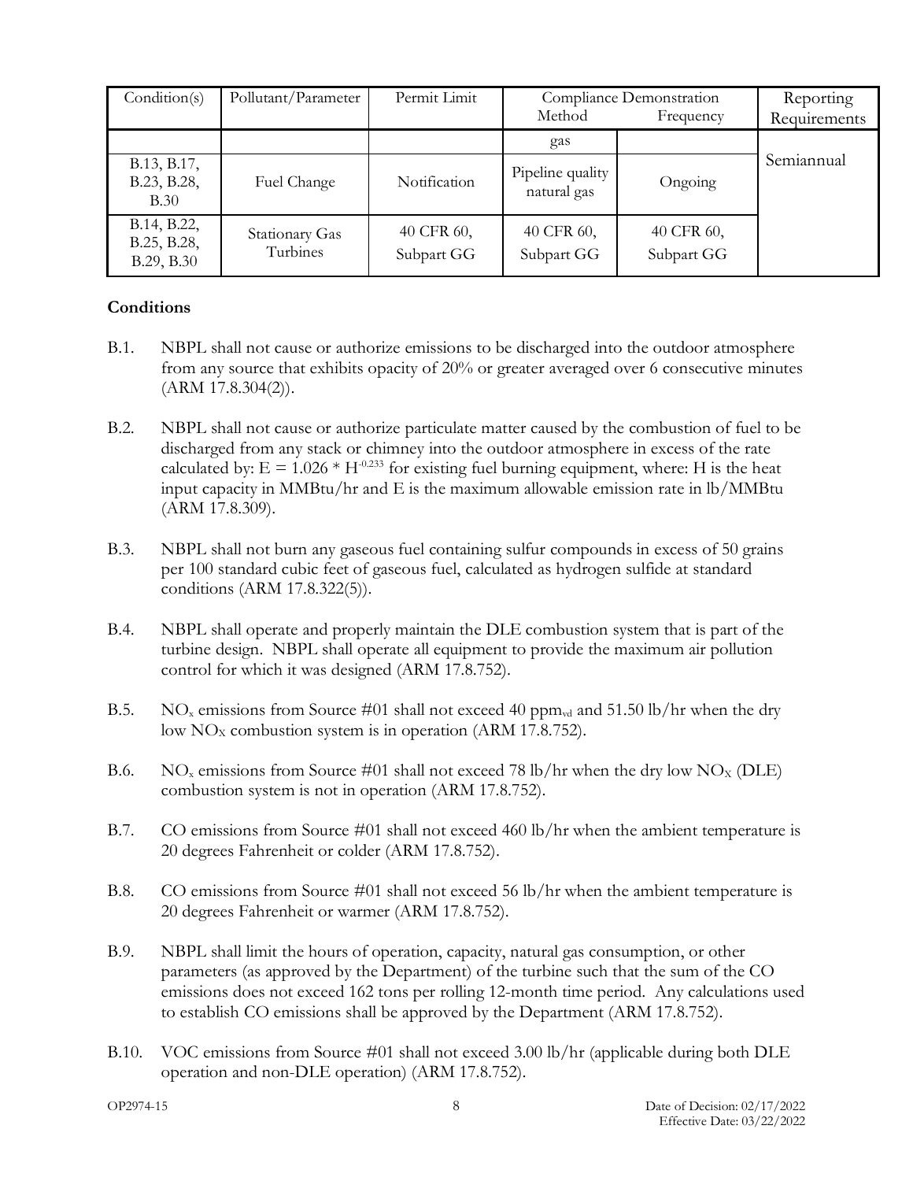| Condition(s) | Pollutant/Parameter | Permit Limit | Compliance Demonstration | | Reporting Requirements |
|---|---|---|---|---|---|
| | | | Method | Frequency | |
| | | | gas | | Semiannual |
| B.13, B.17, B.23, B.28, B.30 | Fuel Change | Notification | Pipeline quality natural gas | Ongoing | |
| B.14, B.22, B.25, B.28, B.29, B.30 | Stationary Gas Turbines | 40 CFR 60, Subpart GG | 40 CFR 60, Subpart GG | 40 CFR 60, Subpart GG | |

**Conditions**

B.1. NBPL shall not cause or authorize emissions to be discharged into the outdoor atmosphere from any source that exhibits opacity of 20% or greater averaged over 6 consecutive minutes (ARM 17.8.304(2)).

B.2. NBPL shall not cause or authorize particulate matter caused by the combustion of fuel to be discharged from any stack or chimney into the outdoor atmosphere in excess of the rate calculated by: $E = 1.026 * H^{-0.233}$ for existing fuel burning equipment, where: H is the heat input capacity in MMBtu/hr and E is the maximum allowable emission rate in lb/MMBtu (ARM 17.8.309).

B.3. NBPL shall not burn any gaseous fuel containing sulfur compounds in excess of 50 grains per 100 standard cubic feet of gaseous fuel, calculated as hydrogen sulfide at standard conditions (ARM 17.8.322(5)).

B.4. NBPL shall operate and properly maintain the DLE combustion system that is part of the turbine design. NBPL shall operate all equipment to provide the maximum air pollution control for which it was designed (ARM 17.8.752).

B.5. $NO_x$ emissions from Source #01 shall not exceed 40 $ppm_{vd}$ and 51.50 lb/hr when the dry low $NO_X$ combustion system is in operation (ARM 17.8.752).

B.6. $NO_x$ emissions from Source #01 shall not exceed 78 lb/hr when the dry low $NO_X$ (DLE) combustion system is not in operation (ARM 17.8.752).

B.7. CO emissions from Source #01 shall not exceed 460 lb/hr when the ambient temperature is 20 degrees Fahrenheit or colder (ARM 17.8.752).

B.8. CO emissions from Source #01 shall not exceed 56 lb/hr when the ambient temperature is 20 degrees Fahrenheit or warmer (ARM 17.8.752).

B.9. NBPL shall limit the hours of operation, capacity, natural gas consumption, or other parameters (as approved by the Department) of the turbine such that the sum of the CO emissions does not exceed 162 tons per rolling 12-month time period. Any calculations used to establish CO emissions shall be approved by the Department (ARM 17.8.752).

B.10. VOC emissions from Source #01 shall not exceed 3.00 lb/hr (applicable during both DLE operation and non-DLE operation) (ARM 17.8.752).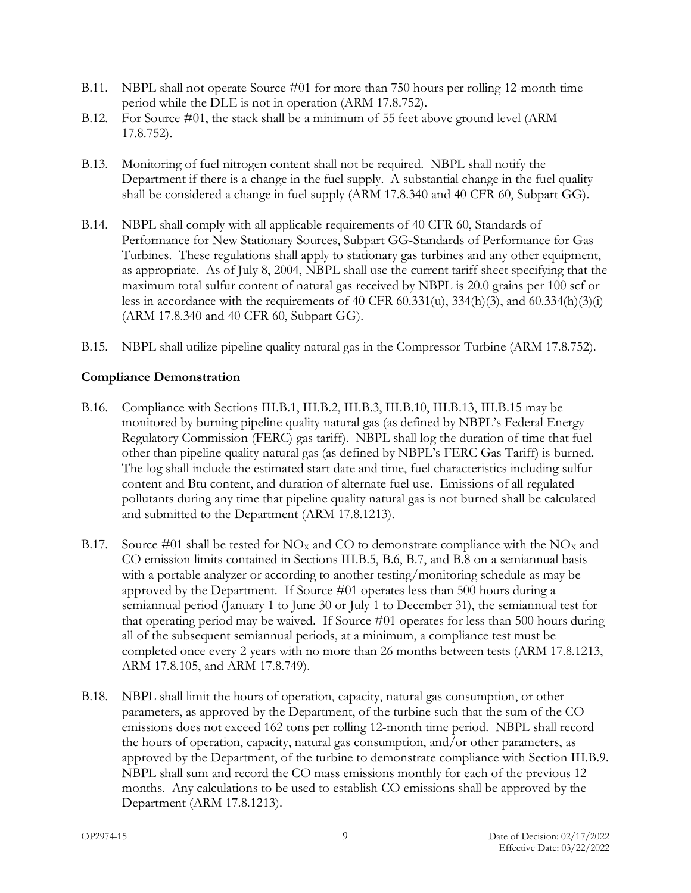B.11. NBPL shall not operate Source #01 for more than 750 hours per rolling 12-month time period while the DLE is not in operation (ARM 17.8.752).

B.12. For Source #01, the stack shall be a minimum of 55 feet above ground level (ARM 17.8.752).

B.13. Monitoring of fuel nitrogen content shall not be required. NBPL shall notify the Department if there is a change in the fuel supply. A substantial change in the fuel quality shall be considered a change in fuel supply (ARM 17.8.340 and 40 CFR 60, Subpart GG).

B.14. NBPL shall comply with all applicable requirements of 40 CFR 60, Standards of Performance for New Stationary Sources, Subpart GG-Standards of Performance for Gas Turbines. These regulations shall apply to stationary gas turbines and any other equipment, as appropriate. As of July 8, 2004, NBPL shall use the current tariff sheet specifying that the maximum total sulfur content of natural gas received by NBPL is 20.0 grains per 100 scf or less in accordance with the requirements of 40 CFR 60.331(u), 334(h)(3), and 60.334(h)(3)(i) (ARM 17.8.340 and 40 CFR 60, Subpart GG).

B.15. NBPL shall utilize pipeline quality natural gas in the Compressor Turbine (ARM 17.8.752).

**Compliance Demonstration**

B.16. Compliance with Sections III.B.1, III.B.2, III.B.3, III.B.10, III.B.13, III.B.15 may be monitored by burning pipeline quality natural gas (as defined by NBPL's Federal Energy Regulatory Commission (FERC) gas tariff). NBPL shall log the duration of time that fuel other than pipeline quality natural gas (as defined by NBPL's FERC Gas Tariff) is burned. The log shall include the estimated start date and time, fuel characteristics including sulfur content and Btu content, and duration of alternate fuel use. Emissions of all regulated pollutants during any time that pipeline quality natural gas is not burned shall be calculated and submitted to the Department (ARM 17.8.1213).

B.17. Source #01 shall be tested for $NO_X$ and CO to demonstrate compliance with the $NO_X$ and CO emission limits contained in Sections III.B.5, B.6, B.7, and B.8 on a semiannual basis with a portable analyzer or according to another testing/monitoring schedule as may be approved by the Department. If Source #01 operates less than 500 hours during a semiannual period (January 1 to June 30 or July 1 to December 31), the semiannual test for that operating period may be waived. If Source #01 operates for less than 500 hours during all of the subsequent semiannual periods, at a minimum, a compliance test must be completed once every 2 years with no more than 26 months between tests (ARM 17.8.1213, ARM 17.8.105, and ARM 17.8.749).

B.18. NBPL shall limit the hours of operation, capacity, natural gas consumption, or other parameters, as approved by the Department, of the turbine such that the sum of the CO emissions does not exceed 162 tons per rolling 12-month time period. NBPL shall record the hours of operation, capacity, natural gas consumption, and/or other parameters, as approved by the Department, of the turbine to demonstrate compliance with Section III.B.9. NBPL shall sum and record the CO mass emissions monthly for each of the previous 12 months. Any calculations to be used to establish CO emissions shall be approved by the Department (ARM 17.8.1213).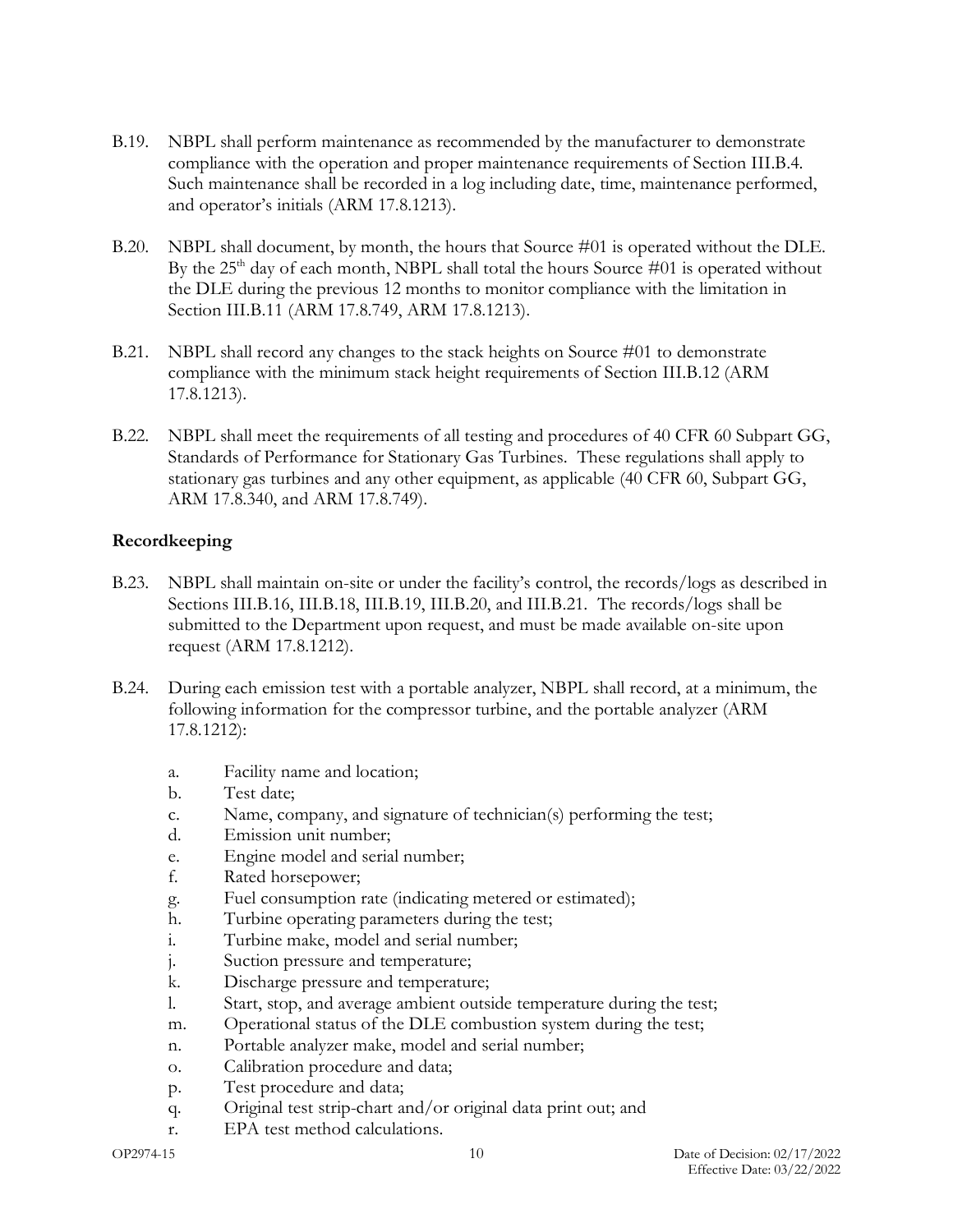B.19. NBPL shall perform maintenance as recommended by the manufacturer to demonstrate compliance with the operation and proper maintenance requirements of Section III.B.4. Such maintenance shall be recorded in a log including date, time, maintenance performed, and operator's initials (ARM 17.8.1213).

B.20. NBPL shall document, by month, the hours that Source #01 is operated without the DLE. By the 25th day of each month, NBPL shall total the hours Source #01 is operated without the DLE during the previous 12 months to monitor compliance with the limitation in Section III.B.11 (ARM 17.8.749, ARM 17.8.1213).

B.21. NBPL shall record any changes to the stack heights on Source #01 to demonstrate compliance with the minimum stack height requirements of Section III.B.12 (ARM 17.8.1213).

B.22. NBPL shall meet the requirements of all testing and procedures of 40 CFR 60 Subpart GG, Standards of Performance for Stationary Gas Turbines. These regulations shall apply to stationary gas turbines and any other equipment, as applicable (40 CFR 60, Subpart GG, ARM 17.8.340, and ARM 17.8.749).

**Recordkeeping**

B.23. NBPL shall maintain on-site or under the facility's control, the records/logs as described in Sections III.B.16, III.B.18, III.B.19, III.B.20, and III.B.21. The records/logs shall be submitted to the Department upon request, and must be made available on-site upon request (ARM 17.8.1212).

B.24. During each emission test with a portable analyzer, NBPL shall record, at a minimum, the following information for the compressor turbine, and the portable analyzer (ARM 17.8.1212):

a. Facility name and location;
b. Test date;
c. Name, company, and signature of technician(s) performing the test;
d. Emission unit number;
e. Engine model and serial number;
f. Rated horsepower;
g. Fuel consumption rate (indicating metered or estimated);
h. Turbine operating parameters during the test;
i. Turbine make, model and serial number;
j. Suction pressure and temperature;
k. Discharge pressure and temperature;
l. Start, stop, and average ambient outside temperature during the test;
m. Operational status of the DLE combustion system during the test;
n. Portable analyzer make, model and serial number;
o. Calibration procedure and data;
p. Test procedure and data;
q. Original test strip-chart and/or original data print out; and
r. EPA test method calculations.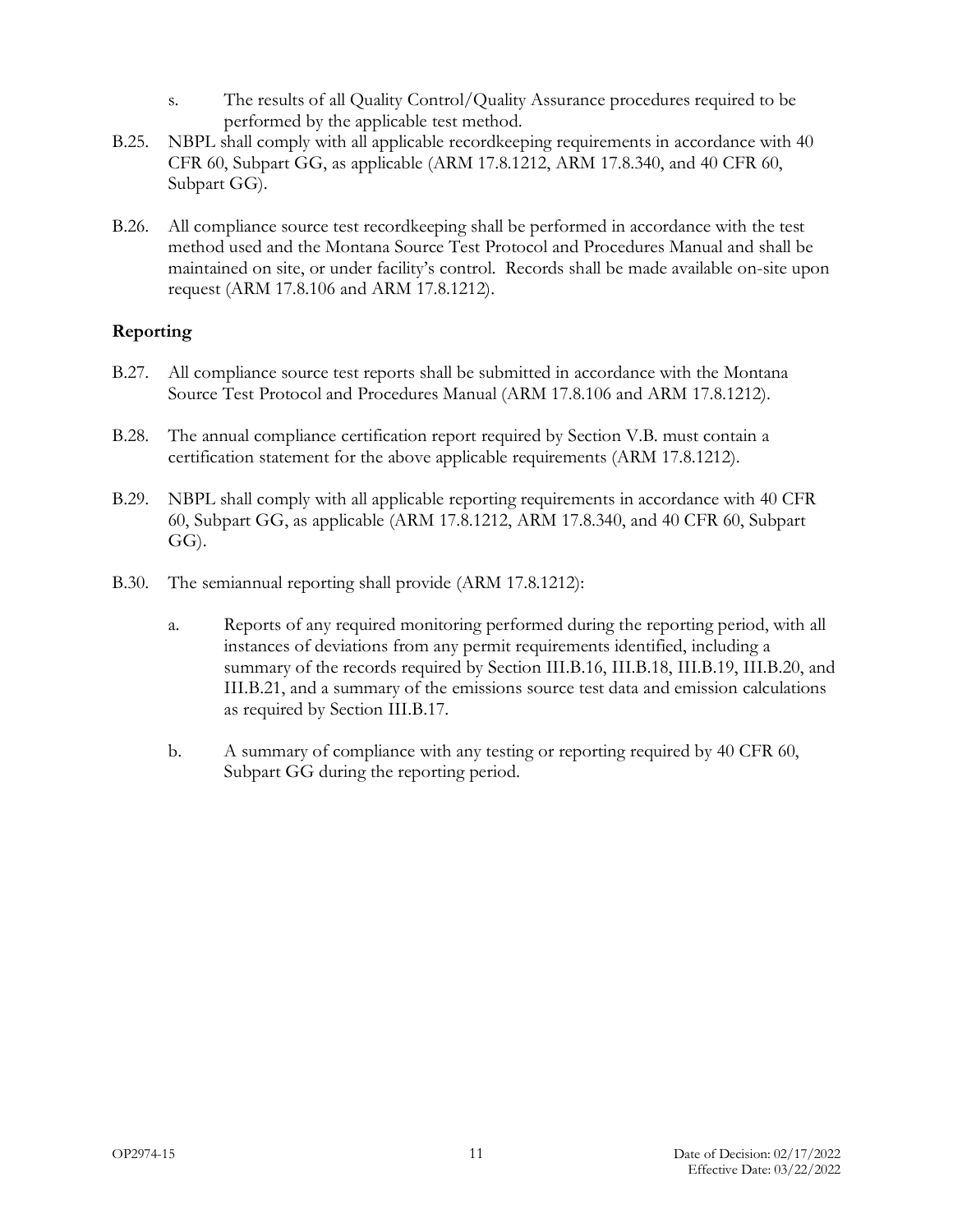s. The results of all Quality Control/Quality Assurance procedures required to be performed by the applicable test method.

B.25. NBPL shall comply with all applicable recordkeeping requirements in accordance with 40 CFR 60, Subpart GG, as applicable (ARM 17.8.1212, ARM 17.8.340, and 40 CFR 60, Subpart GG).

B.26. All compliance source test recordkeeping shall be performed in accordance with the test method used and the Montana Source Test Protocol and Procedures Manual and shall be maintained on site, or under facility's control. Records shall be made available on-site upon request (ARM 17.8.106 and ARM 17.8.1212).

**Reporting**

B.27. All compliance source test reports shall be submitted in accordance with the Montana Source Test Protocol and Procedures Manual (ARM 17.8.106 and ARM 17.8.1212).

B.28. The annual compliance certification report required by Section V.B. must contain a certification statement for the above applicable requirements (ARM 17.8.1212).

B.29. NBPL shall comply with all applicable reporting requirements in accordance with 40 CFR 60, Subpart GG, as applicable (ARM 17.8.1212, ARM 17.8.340, and 40 CFR 60, Subpart GG).

B.30. The semiannual reporting shall provide (ARM 17.8.1212):

a. Reports of any required monitoring performed during the reporting period, with all instances of deviations from any permit requirements identified, including a summary of the records required by Section III.B.16, III.B.18, III.B.19, III.B.20, and III.B.21, and a summary of the emissions source test data and emission calculations as required by Section III.B.17.

b. A summary of compliance with any testing or reporting required by 40 CFR 60, Subpart GG during the reporting period.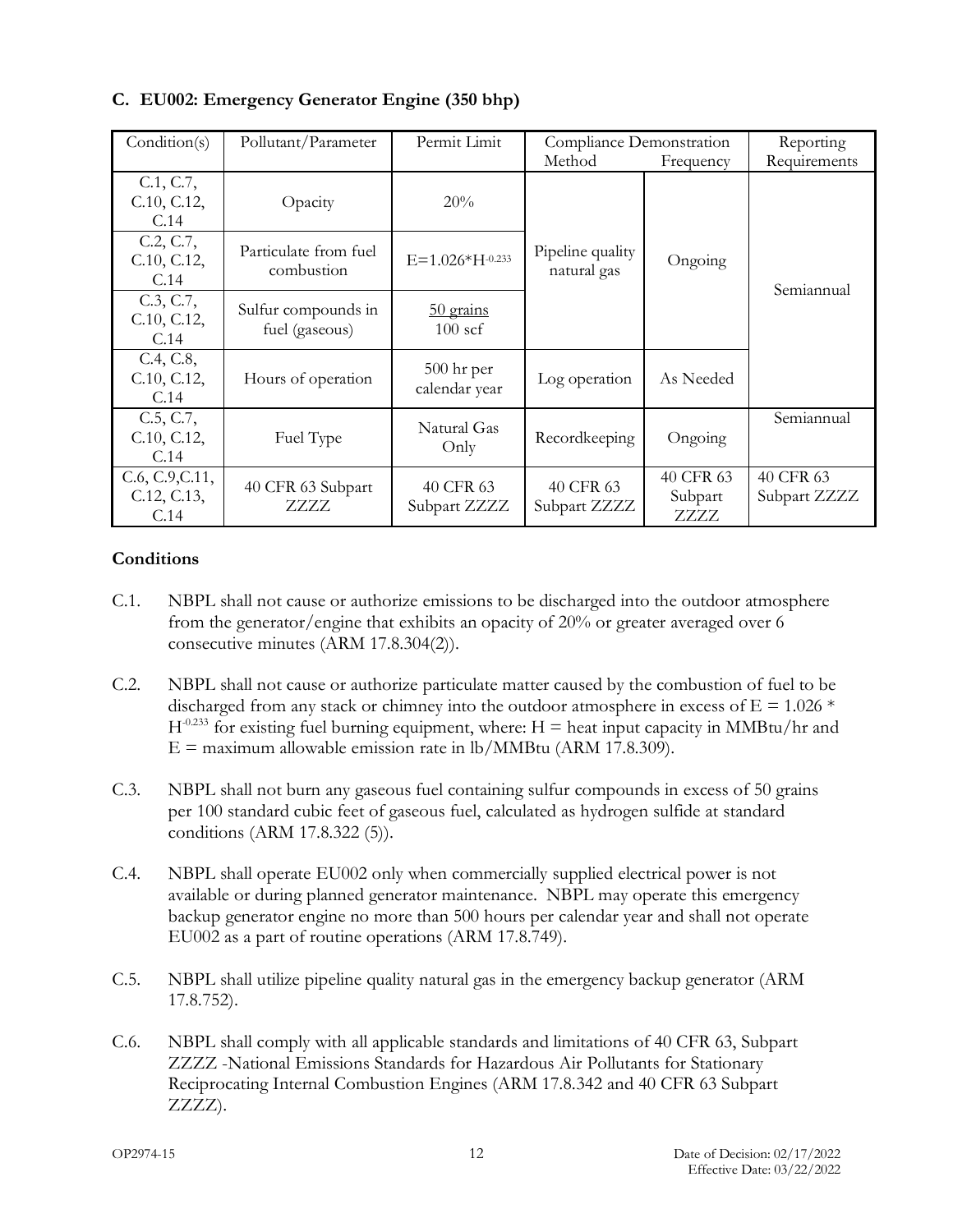### C. EU002: Emergency Generator Engine (350 bhp)

| Condition(s) | Pollutant/Parameter | Permit Limit | Compliance Demonstration Method | Compliance Demonstration Frequency | Reporting Requirements |
|---|---|---|---|---|---|
| C.1, C.7, C.10, C.12, C.14 | Opacity | 20% | Pipeline quality natural gas | Ongoing | Semiannual |
| C.2, C.7, C.10, C.12, C.14 | Particulate from fuel combustion | $E=1.026*H^{-0.233}$ | Pipeline quality natural gas | Ongoing | Semiannual |
| C.3, C.7, C.10, C.12, C.14 | Sulfur compounds in fuel (gaseous) | 50 grains / 100 scf | Pipeline quality natural gas | Ongoing | Semiannual |
| C.4, C.8, C.10, C.12, C.14 | Hours of operation | 500 hr per calendar year | Log operation | As Needed | Semiannual |
| C.5, C.7, C.10, C.12, C.14 | Fuel Type | Natural Gas Only | Recordkeeping | Ongoing | Semiannual |
| C.6, C.9,C.11, C.12, C.13, C.14 | 40 CFR 63 Subpart ZZZZ | 40 CFR 63 Subpart ZZZZ | 40 CFR 63 Subpart ZZZZ | 40 CFR 63 Subpart ZZZZ | 40 CFR 63 Subpart ZZZZ |

**Conditions**

C.1. NBPL shall not cause or authorize emissions to be discharged into the outdoor atmosphere from the generator/engine that exhibits an opacity of 20% or greater averaged over 6 consecutive minutes (ARM 17.8.304(2)).

C.2. NBPL shall not cause or authorize particulate matter caused by the combustion of fuel to be discharged from any stack or chimney into the outdoor atmosphere in excess of $E = 1.026 * H^{-0.233}$ for existing fuel burning equipment, where: H = heat input capacity in MMBtu/hr and E = maximum allowable emission rate in lb/MMBtu (ARM 17.8.309).

C.3. NBPL shall not burn any gaseous fuel containing sulfur compounds in excess of 50 grains per 100 standard cubic feet of gaseous fuel, calculated as hydrogen sulfide at standard conditions (ARM 17.8.322 (5)).

C.4. NBPL shall operate EU002 only when commercially supplied electrical power is not available or during planned generator maintenance. NBPL may operate this emergency backup generator engine no more than 500 hours per calendar year and shall not operate EU002 as a part of routine operations (ARM 17.8.749).

C.5. NBPL shall utilize pipeline quality natural gas in the emergency backup generator (ARM 17.8.752).

C.6. NBPL shall comply with all applicable standards and limitations of 40 CFR 63, Subpart ZZZZ -National Emissions Standards for Hazardous Air Pollutants for Stationary Reciprocating Internal Combustion Engines (ARM 17.8.342 and 40 CFR 63 Subpart ZZZZ).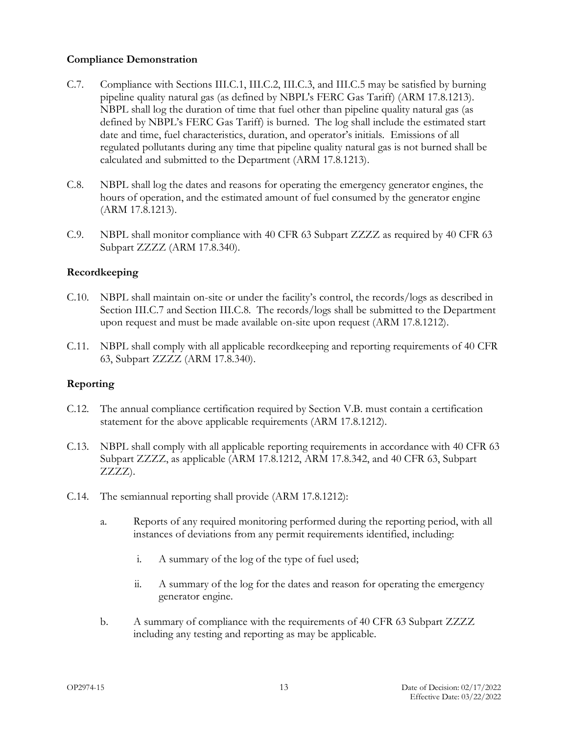### Compliance Demonstration

C.7. Compliance with Sections III.C.1, III.C.2, III.C.3, and III.C.5 may be satisfied by burning pipeline quality natural gas (as defined by NBPL's FERC Gas Tariff) (ARM 17.8.1213). NBPL shall log the duration of time that fuel other than pipeline quality natural gas (as defined by NBPL's FERC Gas Tariff) is burned. The log shall include the estimated start date and time, fuel characteristics, duration, and operator's initials. Emissions of all regulated pollutants during any time that pipeline quality natural gas is not burned shall be calculated and submitted to the Department (ARM 17.8.1213).

C.8. NBPL shall log the dates and reasons for operating the emergency generator engines, the hours of operation, and the estimated amount of fuel consumed by the generator engine (ARM 17.8.1213).

C.9. NBPL shall monitor compliance with 40 CFR 63 Subpart ZZZZ as required by 40 CFR 63 Subpart ZZZZ (ARM 17.8.340).

### Recordkeeping

C.10. NBPL shall maintain on-site or under the facility's control, the records/logs as described in Section III.C.7 and Section III.C.8. The records/logs shall be submitted to the Department upon request and must be made available on-site upon request (ARM 17.8.1212).

C.11. NBPL shall comply with all applicable recordkeeping and reporting requirements of 40 CFR 63, Subpart ZZZZ (ARM 17.8.340).

### Reporting

C.12. The annual compliance certification required by Section V.B. must contain a certification statement for the above applicable requirements (ARM 17.8.1212).

C.13. NBPL shall comply with all applicable reporting requirements in accordance with 40 CFR 63 Subpart ZZZZ, as applicable (ARM 17.8.1212, ARM 17.8.342, and 40 CFR 63, Subpart ZZZZ).

C.14. The semiannual reporting shall provide (ARM 17.8.1212):

a. Reports of any required monitoring performed during the reporting period, with all instances of deviations from any permit requirements identified, including:

   i. A summary of the log of the type of fuel used;

   ii. A summary of the log for the dates and reason for operating the emergency generator engine.

b. A summary of compliance with the requirements of 40 CFR 63 Subpart ZZZZ including any testing and reporting as may be applicable.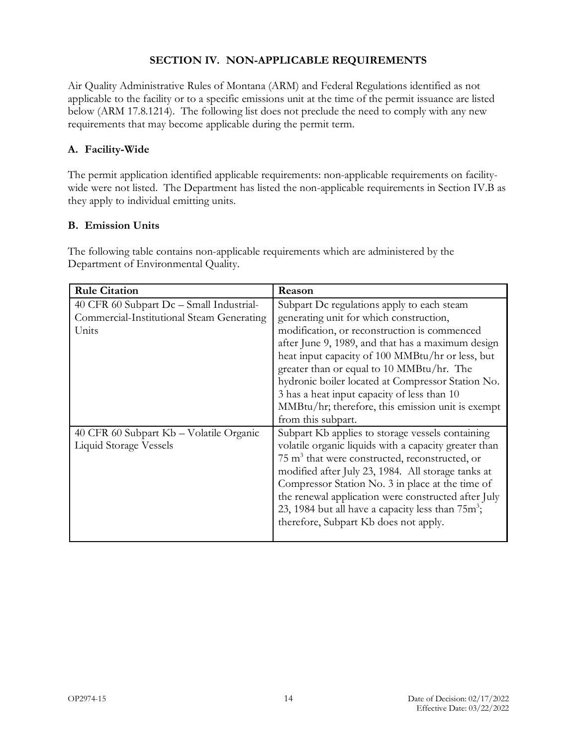## SECTION IV. NON-APPLICABLE REQUIREMENTS

Air Quality Administrative Rules of Montana (ARM) and Federal Regulations identified as not applicable to the facility or to a specific emissions unit at the time of the permit issuance are listed below (ARM 17.8.1214). The following list does not preclude the need to comply with any new requirements that may become applicable during the permit term.

### A. Facility-Wide

The permit application identified applicable requirements: non-applicable requirements on facility-wide were not listed. The Department has listed the non-applicable requirements in Section IV.B as they apply to individual emitting units.

### B. Emission Units

The following table contains non-applicable requirements which are administered by the Department of Environmental Quality.

| Rule Citation | Reason |
|---|---|
| 40 CFR 60 Subpart Dc – Small Industrial-Commercial-Institutional Steam Generating Units | Subpart Dc regulations apply to each steam generating unit for which construction, modification, or reconstruction is commenced after June 9, 1989, and that has a maximum design heat input capacity of 100 MMBtu/hr or less, but greater than or equal to 10 MMBtu/hr. The hydronic boiler located at Compressor Station No. 3 has a heat input capacity of less than 10 MMBtu/hr; therefore, this emission unit is exempt from this subpart. |
| 40 CFR 60 Subpart Kb – Volatile Organic Liquid Storage Vessels | Subpart Kb applies to storage vessels containing volatile organic liquids with a capacity greater than 75 $m^3$ that were constructed, reconstructed, or modified after July 23, 1984. All storage tanks at Compressor Station No. 3 in place at the time of the renewal application were constructed after July 23, 1984 but all have a capacity less than 75$m^3$; therefore, Subpart Kb does not apply. |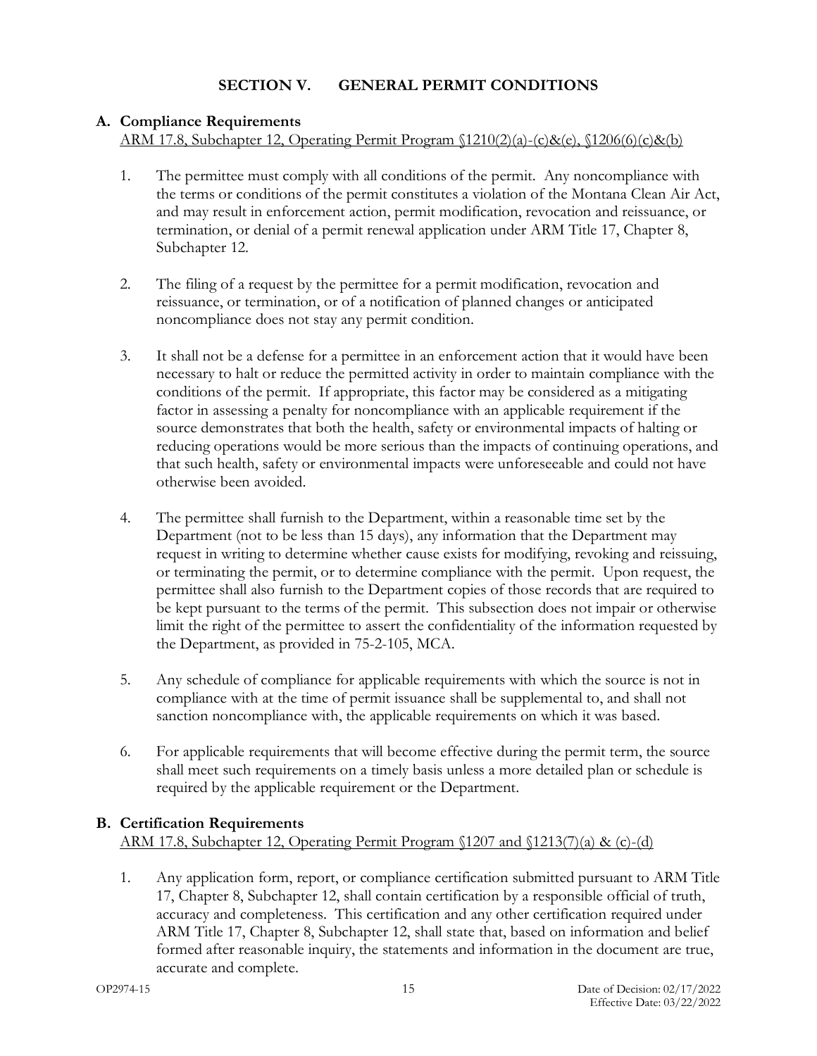## SECTION V. GENERAL PERMIT CONDITIONS

### A. Compliance Requirements

ARM 17.8, Subchapter 12, Operating Permit Program §1210(2)(a)-(c)&(e), §1206(6)(c)&(b)

1. The permittee must comply with all conditions of the permit. Any noncompliance with the terms or conditions of the permit constitutes a violation of the Montana Clean Air Act, and may result in enforcement action, permit modification, revocation and reissuance, or termination, or denial of a permit renewal application under ARM Title 17, Chapter 8, Subchapter 12.

2. The filing of a request by the permittee for a permit modification, revocation and reissuance, or termination, or of a notification of planned changes or anticipated noncompliance does not stay any permit condition.

3. It shall not be a defense for a permittee in an enforcement action that it would have been necessary to halt or reduce the permitted activity in order to maintain compliance with the conditions of the permit. If appropriate, this factor may be considered as a mitigating factor in assessing a penalty for noncompliance with an applicable requirement if the source demonstrates that both the health, safety or environmental impacts of halting or reducing operations would be more serious than the impacts of continuing operations, and that such health, safety or environmental impacts were unforeseeable and could not have otherwise been avoided.

4. The permittee shall furnish to the Department, within a reasonable time set by the Department (not to be less than 15 days), any information that the Department may request in writing to determine whether cause exists for modifying, revoking and reissuing, or terminating the permit, or to determine compliance with the permit. Upon request, the permittee shall also furnish to the Department copies of those records that are required to be kept pursuant to the terms of the permit. This subsection does not impair or otherwise limit the right of the permittee to assert the confidentiality of the information requested by the Department, as provided in 75-2-105, MCA.

5. Any schedule of compliance for applicable requirements with which the source is not in compliance with at the time of permit issuance shall be supplemental to, and shall not sanction noncompliance with, the applicable requirements on which it was based.

6. For applicable requirements that will become effective during the permit term, the source shall meet such requirements on a timely basis unless a more detailed plan or schedule is required by the applicable requirement or the Department.

### B. Certification Requirements

ARM 17.8, Subchapter 12, Operating Permit Program §1207 and §1213(7)(a) & (c)-(d)

1. Any application form, report, or compliance certification submitted pursuant to ARM Title 17, Chapter 8, Subchapter 12, shall contain certification by a responsible official of truth, accuracy and completeness. This certification and any other certification required under ARM Title 17, Chapter 8, Subchapter 12, shall state that, based on information and belief formed after reasonable inquiry, the statements and information in the document are true, accurate and complete.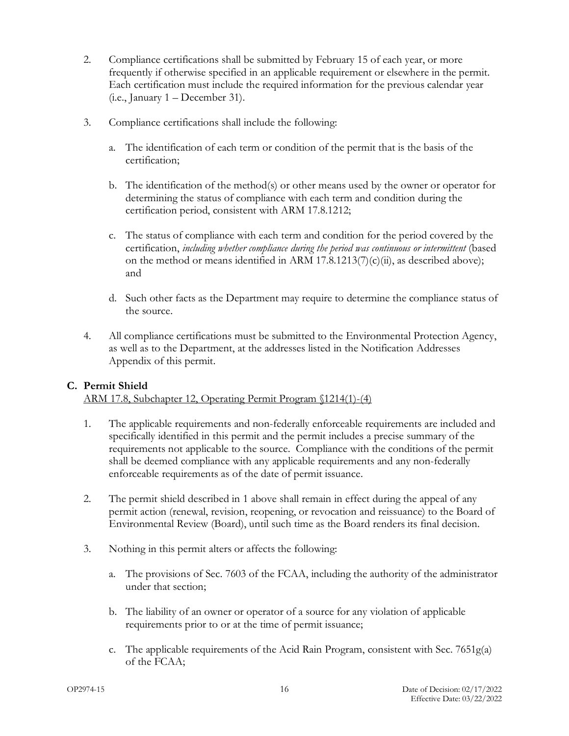2. Compliance certifications shall be submitted by February 15 of each year, or more frequently if otherwise specified in an applicable requirement or elsewhere in the permit. Each certification must include the required information for the previous calendar year (i.e., January 1 – December 31).

3. Compliance certifications shall include the following:

   a. The identification of each term or condition of the permit that is the basis of the certification;

   b. The identification of the method(s) or other means used by the owner or operator for determining the status of compliance with each term and condition during the certification period, consistent with ARM 17.8.1212;

   c. The status of compliance with each term and condition for the period covered by the certification, *including whether compliance during the period was continuous or intermittent* (based on the method or means identified in ARM 17.8.1213(7)(c)(ii), as described above); and

   d. Such other facts as the Department may require to determine the compliance status of the source.

4. All compliance certifications must be submitted to the Environmental Protection Agency, as well as to the Department, at the addresses listed in the Notification Addresses Appendix of this permit.

### C. Permit Shield

ARM 17.8, Subchapter 12, Operating Permit Program §1214(1)-(4)

1. The applicable requirements and non-federally enforceable requirements are included and specifically identified in this permit and the permit includes a precise summary of the requirements not applicable to the source. Compliance with the conditions of the permit shall be deemed compliance with any applicable requirements and any non-federally enforceable requirements as of the date of permit issuance.

2. The permit shield described in 1 above shall remain in effect during the appeal of any permit action (renewal, revision, reopening, or revocation and reissuance) to the Board of Environmental Review (Board), until such time as the Board renders its final decision.

3. Nothing in this permit alters or affects the following:

   a. The provisions of Sec. 7603 of the FCAA, including the authority of the administrator under that section;

   b. The liability of an owner or operator of a source for any violation of applicable requirements prior to or at the time of permit issuance;

   c. The applicable requirements of the Acid Rain Program, consistent with Sec. 7651g(a) of the FCAA;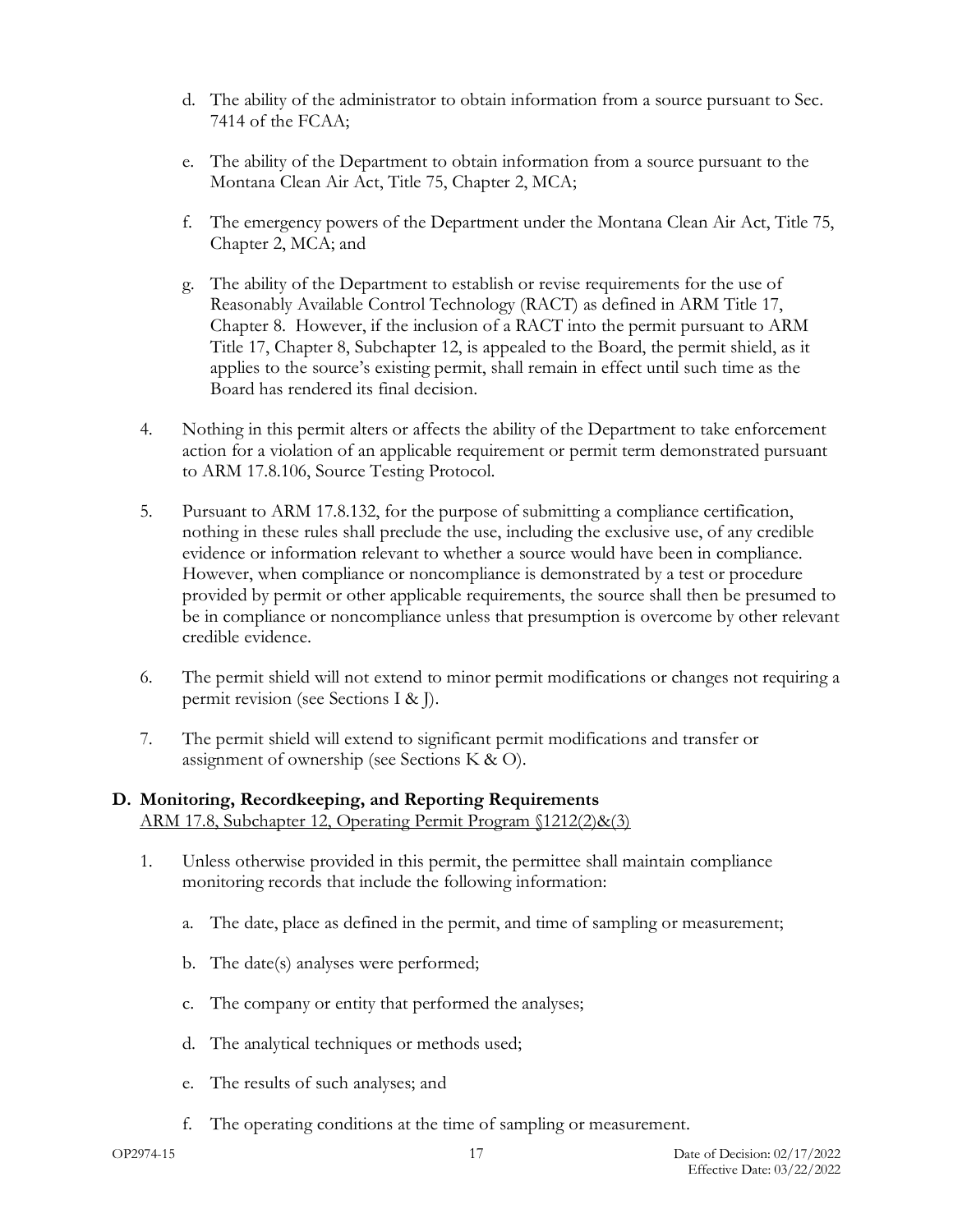d. The ability of the administrator to obtain information from a source pursuant to Sec. 7414 of the FCAA;

e. The ability of the Department to obtain information from a source pursuant to the Montana Clean Air Act, Title 75, Chapter 2, MCA;

f. The emergency powers of the Department under the Montana Clean Air Act, Title 75, Chapter 2, MCA; and

g. The ability of the Department to establish or revise requirements for the use of Reasonably Available Control Technology (RACT) as defined in ARM Title 17, Chapter 8. However, if the inclusion of a RACT into the permit pursuant to ARM Title 17, Chapter 8, Subchapter 12, is appealed to the Board, the permit shield, as it applies to the source's existing permit, shall remain in effect until such time as the Board has rendered its final decision.

4. Nothing in this permit alters or affects the ability of the Department to take enforcement action for a violation of an applicable requirement or permit term demonstrated pursuant to ARM 17.8.106, Source Testing Protocol.

5. Pursuant to ARM 17.8.132, for the purpose of submitting a compliance certification, nothing in these rules shall preclude the use, including the exclusive use, of any credible evidence or information relevant to whether a source would have been in compliance. However, when compliance or noncompliance is demonstrated by a test or procedure provided by permit or other applicable requirements, the source shall then be presumed to be in compliance or noncompliance unless that presumption is overcome by other relevant credible evidence.

6. The permit shield will not extend to minor permit modifications or changes not requiring a permit revision (see Sections I & J).

7. The permit shield will extend to significant permit modifications and transfer or assignment of ownership (see Sections K & O).

## D. Monitoring, Recordkeeping, and Reporting Requirements

ARM 17.8, Subchapter 12, Operating Permit Program §1212(2)&(3)

1. Unless otherwise provided in this permit, the permittee shall maintain compliance monitoring records that include the following information:

   a. The date, place as defined in the permit, and time of sampling or measurement;

   b. The date(s) analyses were performed;

   c. The company or entity that performed the analyses;

   d. The analytical techniques or methods used;

   e. The results of such analyses; and

   f. The operating conditions at the time of sampling or measurement.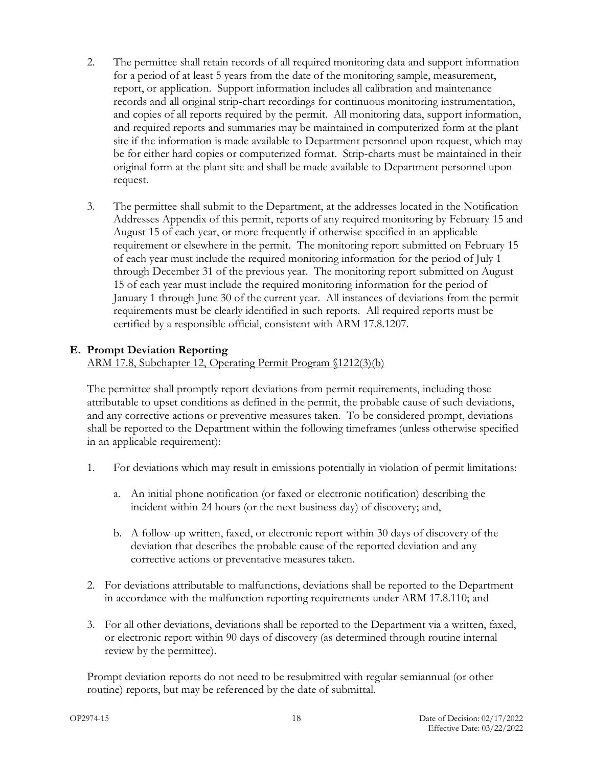2. The permittee shall retain records of all required monitoring data and support information for a period of at least 5 years from the date of the monitoring sample, measurement, report, or application. Support information includes all calibration and maintenance records and all original strip-chart recordings for continuous monitoring instrumentation, and copies of all reports required by the permit. All monitoring data, support information, and required reports and summaries may be maintained in computerized form at the plant site if the information is made available to Department personnel upon request, which may be for either hard copies or computerized format. Strip-charts must be maintained in their original form at the plant site and shall be made available to Department personnel upon request.

3. The permittee shall submit to the Department, at the addresses located in the Notification Addresses Appendix of this permit, reports of any required monitoring by February 15 and August 15 of each year, or more frequently if otherwise specified in an applicable requirement or elsewhere in the permit. The monitoring report submitted on February 15 of each year must include the required monitoring information for the period of July 1 through December 31 of the previous year. The monitoring report submitted on August 15 of each year must include the required monitoring information for the period of January 1 through June 30 of the current year. All instances of deviations from the permit requirements must be clearly identified in such reports. All required reports must be certified by a responsible official, consistent with ARM 17.8.1207.

## E. Prompt Deviation Reporting

ARM 17.8, Subchapter 12, Operating Permit Program §1212(3)(b)

The permittee shall promptly report deviations from permit requirements, including those attributable to upset conditions as defined in the permit, the probable cause of such deviations, and any corrective actions or preventive measures taken. To be considered prompt, deviations shall be reported to the Department within the following timeframes (unless otherwise specified in an applicable requirement):

1. For deviations which may result in emissions potentially in violation of permit limitations:

    a. An initial phone notification (or faxed or electronic notification) describing the incident within 24 hours (or the next business day) of discovery; and,

    b. A follow-up written, faxed, or electronic report within 30 days of discovery of the deviation that describes the probable cause of the reported deviation and any corrective actions or preventative measures taken.

2. For deviations attributable to malfunctions, deviations shall be reported to the Department in accordance with the malfunction reporting requirements under ARM 17.8.110; and

3. For all other deviations, deviations shall be reported to the Department via a written, faxed, or electronic report within 90 days of discovery (as determined through routine internal review by the permittee).

Prompt deviation reports do not need to be resubmitted with regular semiannual (or other routine) reports, but may be referenced by the date of submittal.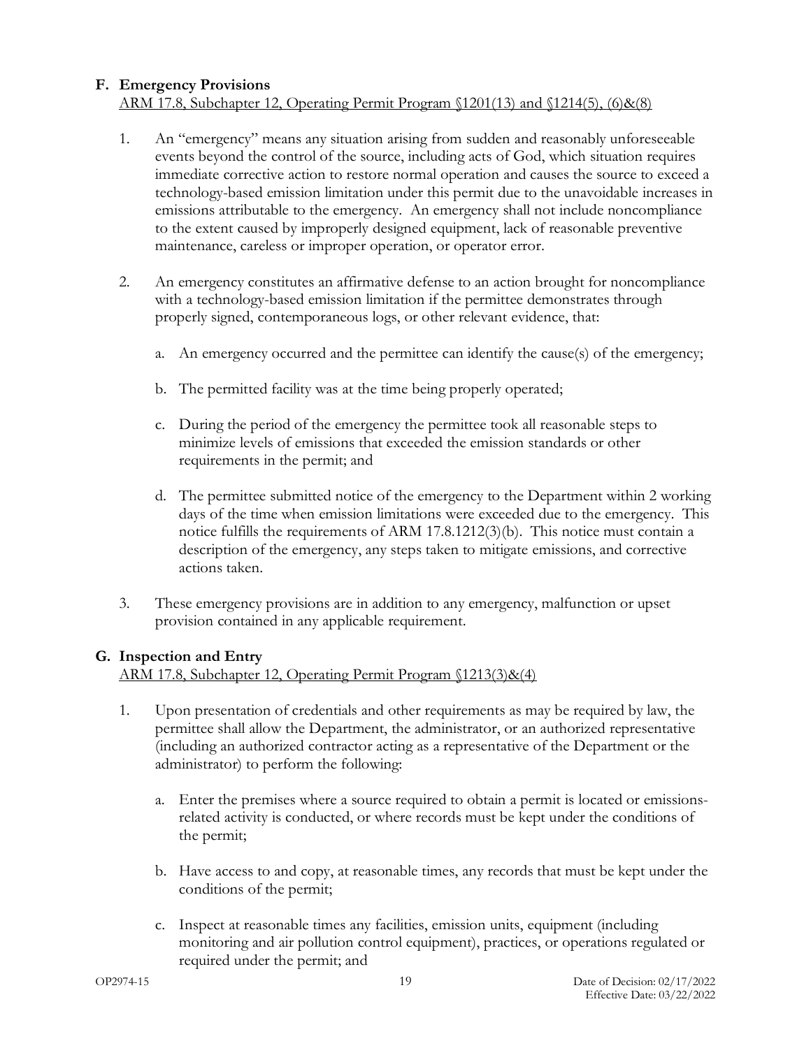### F. Emergency Provisions

<u>ARM 17.8, Subchapter 12, Operating Permit Program §1201(13) and §1214(5), (6)&(8)</u>

1. An "emergency" means any situation arising from sudden and reasonably unforeseeable events beyond the control of the source, including acts of God, which situation requires immediate corrective action to restore normal operation and causes the source to exceed a technology-based emission limitation under this permit due to the unavoidable increases in emissions attributable to the emergency. An emergency shall not include noncompliance to the extent caused by improperly designed equipment, lack of reasonable preventive maintenance, careless or improper operation, or operator error.

2. An emergency constitutes an affirmative defense to an action brought for noncompliance with a technology-based emission limitation if the permittee demonstrates through properly signed, contemporaneous logs, or other relevant evidence, that:

   a. An emergency occurred and the permittee can identify the cause(s) of the emergency;

   b. The permitted facility was at the time being properly operated;

   c. During the period of the emergency the permittee took all reasonable steps to minimize levels of emissions that exceeded the emission standards or other requirements in the permit; and

   d. The permittee submitted notice of the emergency to the Department within 2 working days of the time when emission limitations were exceeded due to the emergency. This notice fulfills the requirements of ARM 17.8.1212(3)(b). This notice must contain a description of the emergency, any steps taken to mitigate emissions, and corrective actions taken.

3. These emergency provisions are in addition to any emergency, malfunction or upset provision contained in any applicable requirement.

### G. Inspection and Entry

<u>ARM 17.8, Subchapter 12, Operating Permit Program §1213(3)&(4)</u>

1. Upon presentation of credentials and other requirements as may be required by law, the permittee shall allow the Department, the administrator, or an authorized representative (including an authorized contractor acting as a representative of the Department or the administrator) to perform the following:

   a. Enter the premises where a source required to obtain a permit is located or emissions-related activity is conducted, or where records must be kept under the conditions of the permit;

   b. Have access to and copy, at reasonable times, any records that must be kept under the conditions of the permit;

   c. Inspect at reasonable times any facilities, emission units, equipment (including monitoring and air pollution control equipment), practices, or operations regulated or required under the permit; and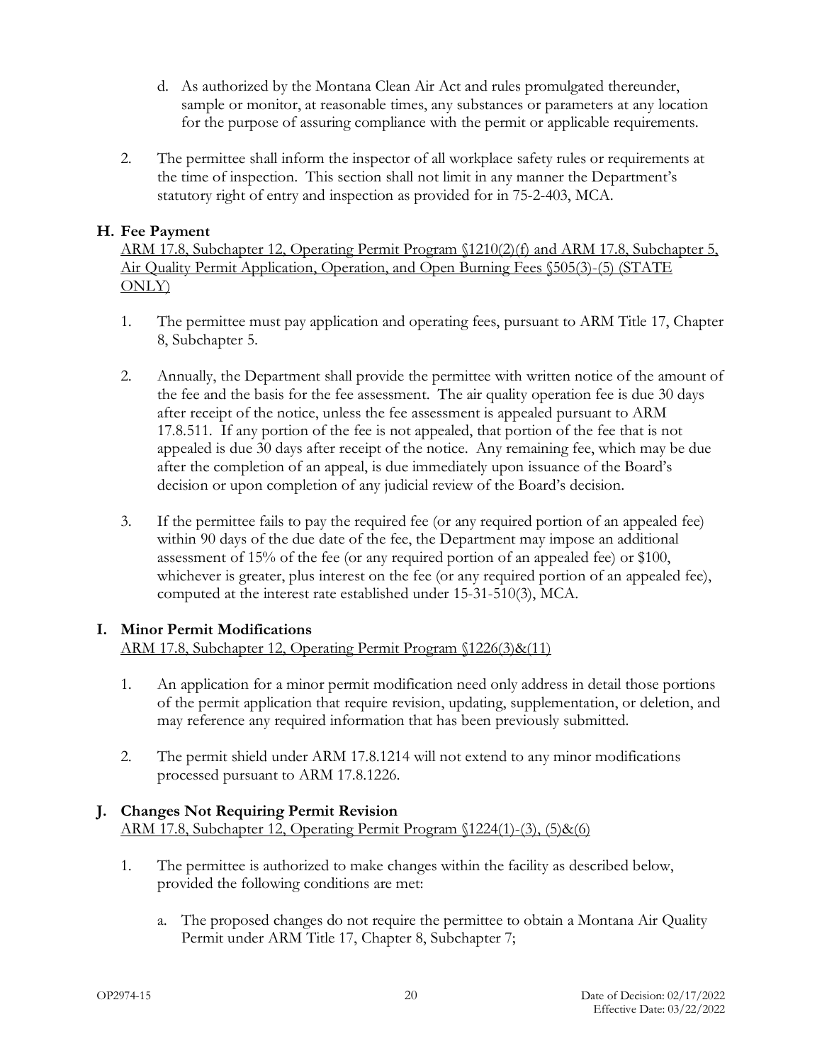d. As authorized by the Montana Clean Air Act and rules promulgated thereunder, sample or monitor, at reasonable times, any substances or parameters at any location for the purpose of assuring compliance with the permit or applicable requirements.

2. The permittee shall inform the inspector of all workplace safety rules or requirements at the time of inspection. This section shall not limit in any manner the Department's statutory right of entry and inspection as provided for in 75-2-403, MCA.

### H. Fee Payment

ARM 17.8, Subchapter 12, Operating Permit Program §1210(2)(f) and ARM 17.8, Subchapter 5, Air Quality Permit Application, Operation, and Open Burning Fees §505(3)-(5) (STATE ONLY)

1. The permittee must pay application and operating fees, pursuant to ARM Title 17, Chapter 8, Subchapter 5.

2. Annually, the Department shall provide the permittee with written notice of the amount of the fee and the basis for the fee assessment. The air quality operation fee is due 30 days after receipt of the notice, unless the fee assessment is appealed pursuant to ARM 17.8.511. If any portion of the fee is not appealed, that portion of the fee that is not appealed is due 30 days after receipt of the notice. Any remaining fee, which may be due after the completion of an appeal, is due immediately upon issuance of the Board's decision or upon completion of any judicial review of the Board's decision.

3. If the permittee fails to pay the required fee (or any required portion of an appealed fee) within 90 days of the due date of the fee, the Department may impose an additional assessment of 15% of the fee (or any required portion of an appealed fee) or $100, whichever is greater, plus interest on the fee (or any required portion of an appealed fee), computed at the interest rate established under 15-31-510(3), MCA.

### I. Minor Permit Modifications

ARM 17.8, Subchapter 12, Operating Permit Program §1226(3)&(11)

1. An application for a minor permit modification need only address in detail those portions of the permit application that require revision, updating, supplementation, or deletion, and may reference any required information that has been previously submitted.

2. The permit shield under ARM 17.8.1214 will not extend to any minor modifications processed pursuant to ARM 17.8.1226.

### J. Changes Not Requiring Permit Revision

ARM 17.8, Subchapter 12, Operating Permit Program §1224(1)-(3), (5)&(6)

1. The permittee is authorized to make changes within the facility as described below, provided the following conditions are met:

   a. The proposed changes do not require the permittee to obtain a Montana Air Quality Permit under ARM Title 17, Chapter 8, Subchapter 7;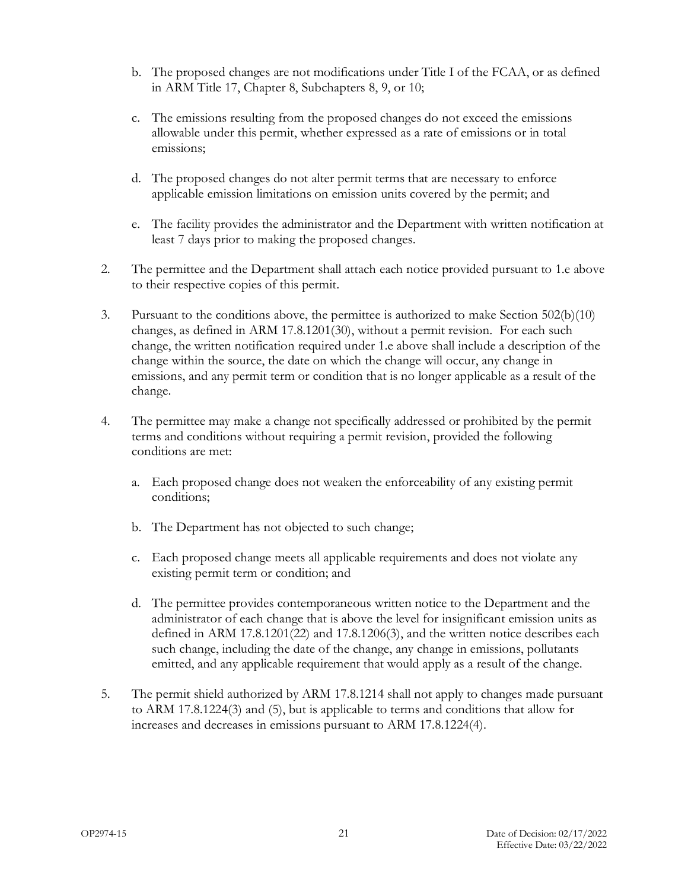b. The proposed changes are not modifications under Title I of the FCAA, or as defined in ARM Title 17, Chapter 8, Subchapters 8, 9, or 10;

c. The emissions resulting from the proposed changes do not exceed the emissions allowable under this permit, whether expressed as a rate of emissions or in total emissions;

d. The proposed changes do not alter permit terms that are necessary to enforce applicable emission limitations on emission units covered by the permit; and

e. The facility provides the administrator and the Department with written notification at least 7 days prior to making the proposed changes.

2. The permittee and the Department shall attach each notice provided pursuant to 1.e above to their respective copies of this permit.

3. Pursuant to the conditions above, the permittee is authorized to make Section 502(b)(10) changes, as defined in ARM 17.8.1201(30), without a permit revision. For each such change, the written notification required under 1.e above shall include a description of the change within the source, the date on which the change will occur, any change in emissions, and any permit term or condition that is no longer applicable as a result of the change.

4. The permittee may make a change not specifically addressed or prohibited by the permit terms and conditions without requiring a permit revision, provided the following conditions are met:

   a. Each proposed change does not weaken the enforceability of any existing permit conditions;

   b. The Department has not objected to such change;

   c. Each proposed change meets all applicable requirements and does not violate any existing permit term or condition; and

   d. The permittee provides contemporaneous written notice to the Department and the administrator of each change that is above the level for insignificant emission units as defined in ARM 17.8.1201(22) and 17.8.1206(3), and the written notice describes each such change, including the date of the change, any change in emissions, pollutants emitted, and any applicable requirement that would apply as a result of the change.

5. The permit shield authorized by ARM 17.8.1214 shall not apply to changes made pursuant to ARM 17.8.1224(3) and (5), but is applicable to terms and conditions that allow for increases and decreases in emissions pursuant to ARM 17.8.1224(4).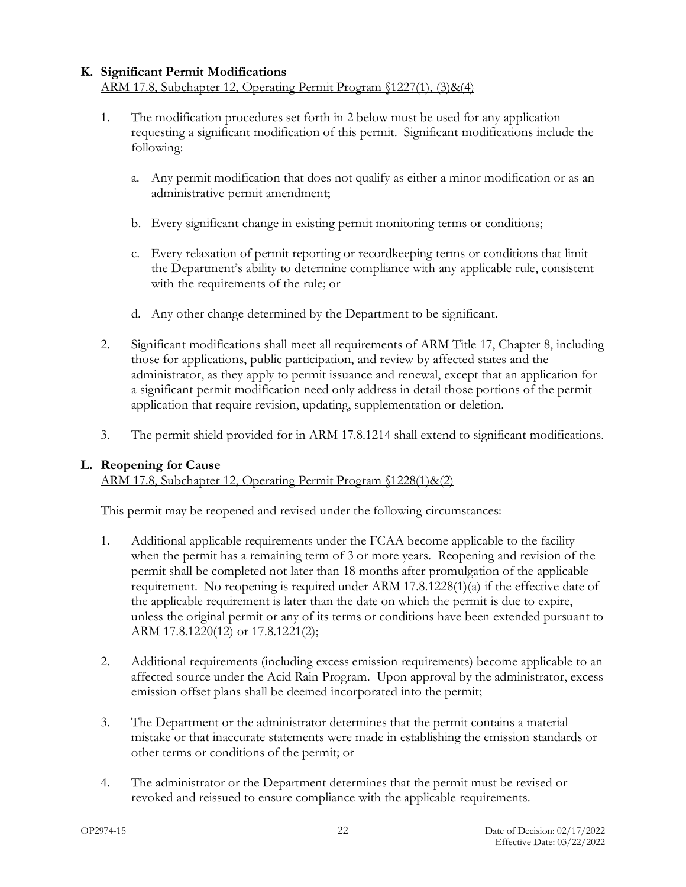**K. Significant Permit Modifications**

ARM 17.8, Subchapter 12, Operating Permit Program §1227(1), (3)&(4)

1. The modification procedures set forth in 2 below must be used for any application requesting a significant modification of this permit. Significant modifications include the following:

   a. Any permit modification that does not qualify as either a minor modification or as an administrative permit amendment;

   b. Every significant change in existing permit monitoring terms or conditions;

   c. Every relaxation of permit reporting or recordkeeping terms or conditions that limit the Department's ability to determine compliance with any applicable rule, consistent with the requirements of the rule; or

   d. Any other change determined by the Department to be significant.

2. Significant modifications shall meet all requirements of ARM Title 17, Chapter 8, including those for applications, public participation, and review by affected states and the administrator, as they apply to permit issuance and renewal, except that an application for a significant permit modification need only address in detail those portions of the permit application that require revision, updating, supplementation or deletion.

3. The permit shield provided for in ARM 17.8.1214 shall extend to significant modifications.

**L. Reopening for Cause**

ARM 17.8, Subchapter 12, Operating Permit Program §1228(1)&(2)

This permit may be reopened and revised under the following circumstances:

1. Additional applicable requirements under the FCAA become applicable to the facility when the permit has a remaining term of 3 or more years. Reopening and revision of the permit shall be completed not later than 18 months after promulgation of the applicable requirement. No reopening is required under ARM 17.8.1228(1)(a) if the effective date of the applicable requirement is later than the date on which the permit is due to expire, unless the original permit or any of its terms or conditions have been extended pursuant to ARM 17.8.1220(12) or 17.8.1221(2);

2. Additional requirements (including excess emission requirements) become applicable to an affected source under the Acid Rain Program. Upon approval by the administrator, excess emission offset plans shall be deemed incorporated into the permit;

3. The Department or the administrator determines that the permit contains a material mistake or that inaccurate statements were made in establishing the emission standards or other terms or conditions of the permit; or

4. The administrator or the Department determines that the permit must be revised or revoked and reissued to ensure compliance with the applicable requirements.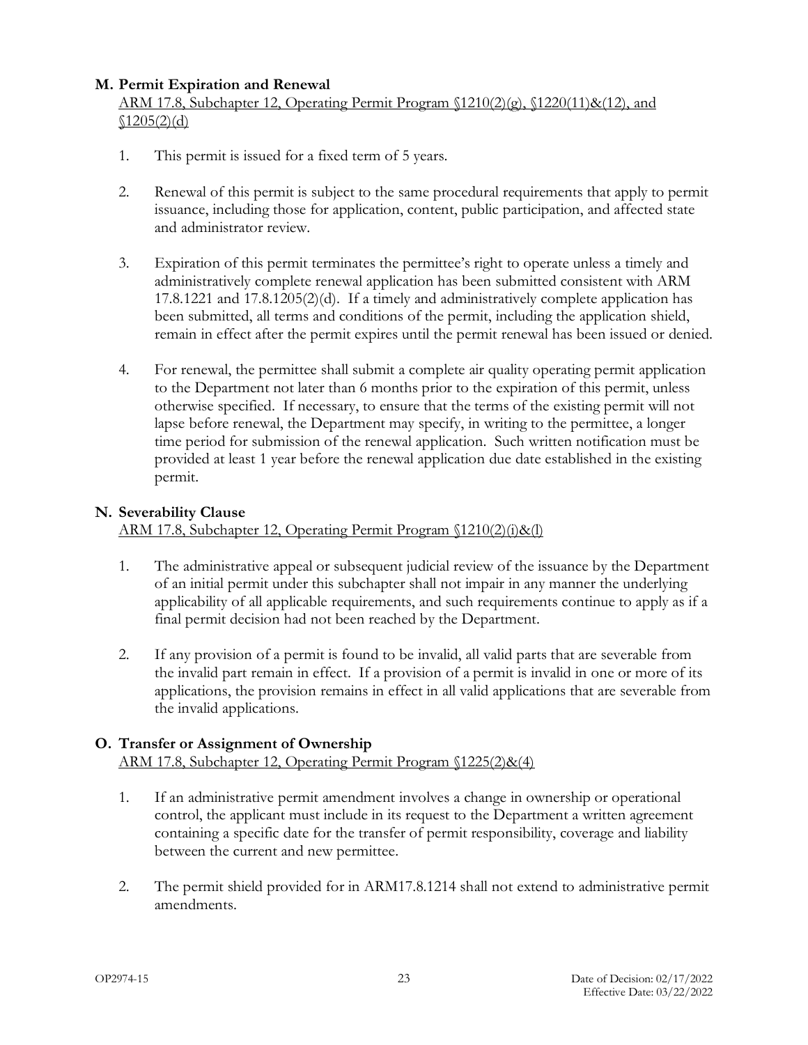**M. Permit Expiration and Renewal**

ARM 17.8, Subchapter 12, Operating Permit Program §1210(2)(g), §1220(11)&(12), and §1205(2)(d)

1. This permit is issued for a fixed term of 5 years.

2. Renewal of this permit is subject to the same procedural requirements that apply to permit issuance, including those for application, content, public participation, and affected state and administrator review.

3. Expiration of this permit terminates the permittee's right to operate unless a timely and administratively complete renewal application has been submitted consistent with ARM 17.8.1221 and 17.8.1205(2)(d). If a timely and administratively complete application has been submitted, all terms and conditions of the permit, including the application shield, remain in effect after the permit expires until the permit renewal has been issued or denied.

4. For renewal, the permittee shall submit a complete air quality operating permit application to the Department not later than 6 months prior to the expiration of this permit, unless otherwise specified. If necessary, to ensure that the terms of the existing permit will not lapse before renewal, the Department may specify, in writing to the permittee, a longer time period for submission of the renewal application. Such written notification must be provided at least 1 year before the renewal application due date established in the existing permit.

**N. Severability Clause**

ARM 17.8, Subchapter 12, Operating Permit Program §1210(2)(i)&(l)

1. The administrative appeal or subsequent judicial review of the issuance by the Department of an initial permit under this subchapter shall not impair in any manner the underlying applicability of all applicable requirements, and such requirements continue to apply as if a final permit decision had not been reached by the Department.

2. If any provision of a permit is found to be invalid, all valid parts that are severable from the invalid part remain in effect. If a provision of a permit is invalid in one or more of its applications, the provision remains in effect in all valid applications that are severable from the invalid applications.

**O. Transfer or Assignment of Ownership**

ARM 17.8, Subchapter 12, Operating Permit Program §1225(2)&(4)

1. If an administrative permit amendment involves a change in ownership or operational control, the applicant must include in its request to the Department a written agreement containing a specific date for the transfer of permit responsibility, coverage and liability between the current and new permittee.

2. The permit shield provided for in ARM17.8.1214 shall not extend to administrative permit amendments.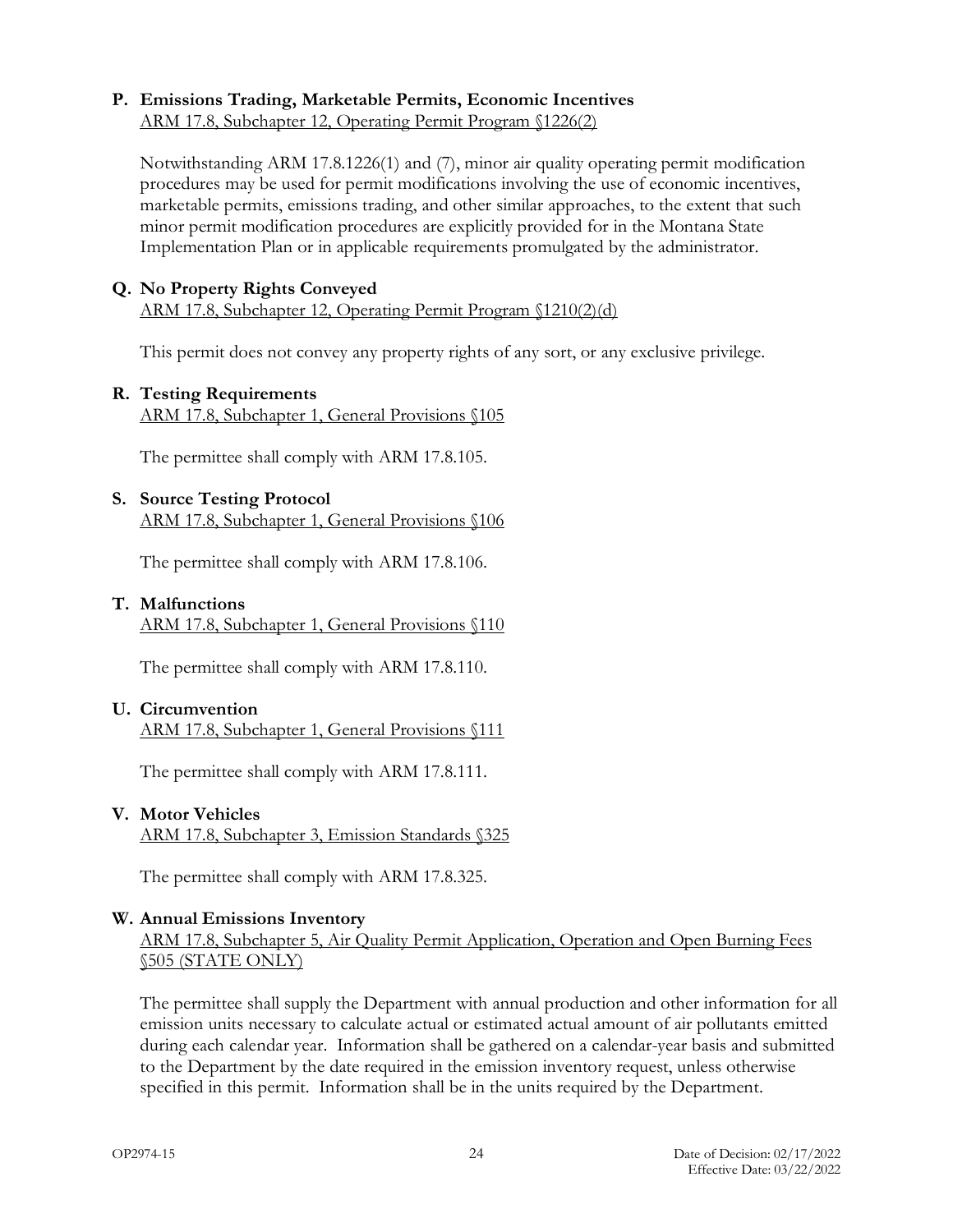**P. Emissions Trading, Marketable Permits, Economic Incentives**

ARM 17.8, Subchapter 12, Operating Permit Program §1226(2)

Notwithstanding ARM 17.8.1226(1) and (7), minor air quality operating permit modification procedures may be used for permit modifications involving the use of economic incentives, marketable permits, emissions trading, and other similar approaches, to the extent that such minor permit modification procedures are explicitly provided for in the Montana State Implementation Plan or in applicable requirements promulgated by the administrator.

**Q. No Property Rights Conveyed**

ARM 17.8, Subchapter 12, Operating Permit Program §1210(2)(d)

This permit does not convey any property rights of any sort, or any exclusive privilege.

**R. Testing Requirements**

ARM 17.8, Subchapter 1, General Provisions §105

The permittee shall comply with ARM 17.8.105.

**S. Source Testing Protocol**

ARM 17.8, Subchapter 1, General Provisions §106

The permittee shall comply with ARM 17.8.106.

**T. Malfunctions**

ARM 17.8, Subchapter 1, General Provisions §110

The permittee shall comply with ARM 17.8.110.

**U. Circumvention**

ARM 17.8, Subchapter 1, General Provisions §111

The permittee shall comply with ARM 17.8.111.

**V. Motor Vehicles**

ARM 17.8, Subchapter 3, Emission Standards §325

The permittee shall comply with ARM 17.8.325.

**W. Annual Emissions Inventory**

ARM 17.8, Subchapter 5, Air Quality Permit Application, Operation and Open Burning Fees §505 (STATE ONLY)

The permittee shall supply the Department with annual production and other information for all emission units necessary to calculate actual or estimated actual amount of air pollutants emitted during each calendar year. Information shall be gathered on a calendar-year basis and submitted to the Department by the date required in the emission inventory request, unless otherwise specified in this permit. Information shall be in the units required by the Department.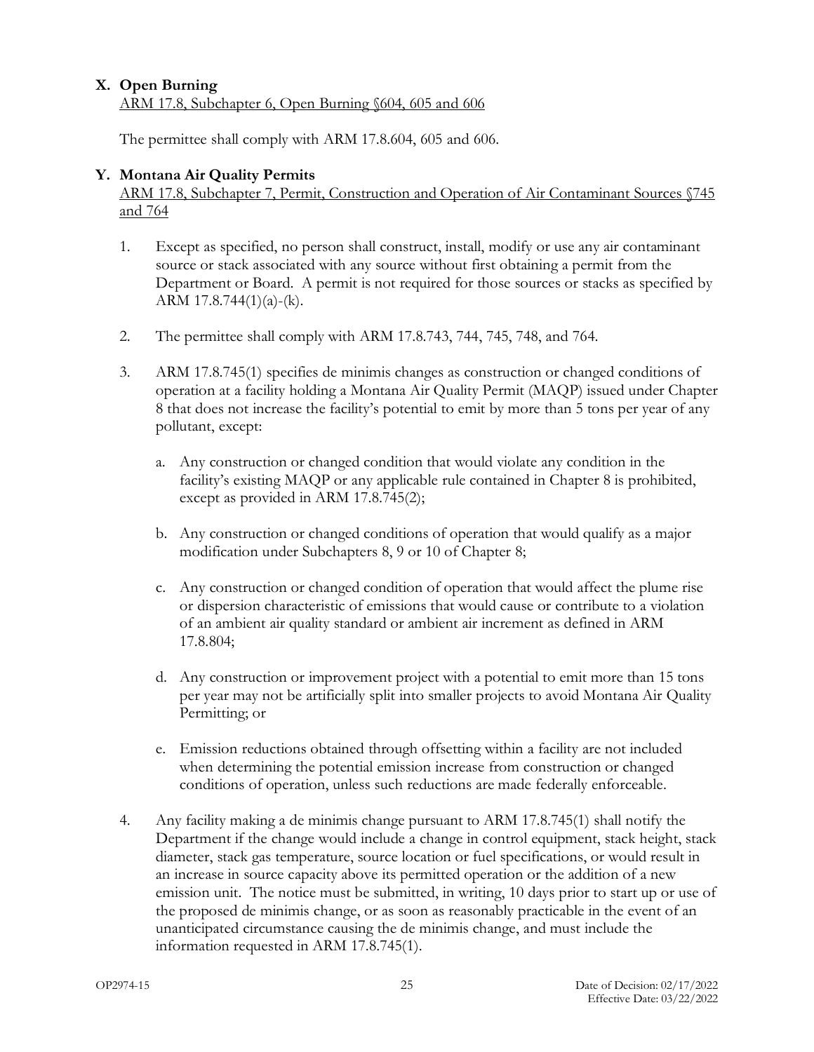### X. Open Burning

ARM 17.8, Subchapter 6, Open Burning §604, 605 and 606

The permittee shall comply with ARM 17.8.604, 605 and 606.

### Y. Montana Air Quality Permits

ARM 17.8, Subchapter 7, Permit, Construction and Operation of Air Contaminant Sources §745 and 764

1. Except as specified, no person shall construct, install, modify or use any air contaminant source or stack associated with any source without first obtaining a permit from the Department or Board. A permit is not required for those sources or stacks as specified by ARM 17.8.744(1)(a)-(k).

2. The permittee shall comply with ARM 17.8.743, 744, 745, 748, and 764.

3. ARM 17.8.745(1) specifies de minimis changes as construction or changed conditions of operation at a facility holding a Montana Air Quality Permit (MAQP) issued under Chapter 8 that does not increase the facility's potential to emit by more than 5 tons per year of any pollutant, except:

   a. Any construction or changed condition that would violate any condition in the facility's existing MAQP or any applicable rule contained in Chapter 8 is prohibited, except as provided in ARM 17.8.745(2);

   b. Any construction or changed conditions of operation that would qualify as a major modification under Subchapters 8, 9 or 10 of Chapter 8;

   c. Any construction or changed condition of operation that would affect the plume rise or dispersion characteristic of emissions that would cause or contribute to a violation of an ambient air quality standard or ambient air increment as defined in ARM 17.8.804;

   d. Any construction or improvement project with a potential to emit more than 15 tons per year may not be artificially split into smaller projects to avoid Montana Air Quality Permitting; or

   e. Emission reductions obtained through offsetting within a facility are not included when determining the potential emission increase from construction or changed conditions of operation, unless such reductions are made federally enforceable.

4. Any facility making a de minimis change pursuant to ARM 17.8.745(1) shall notify the Department if the change would include a change in control equipment, stack height, stack diameter, stack gas temperature, source location or fuel specifications, or would result in an increase in source capacity above its permitted operation or the addition of a new emission unit. The notice must be submitted, in writing, 10 days prior to start up or use of the proposed de minimis change, or as soon as reasonably practicable in the event of an unanticipated circumstance causing the de minimis change, and must include the information requested in ARM 17.8.745(1).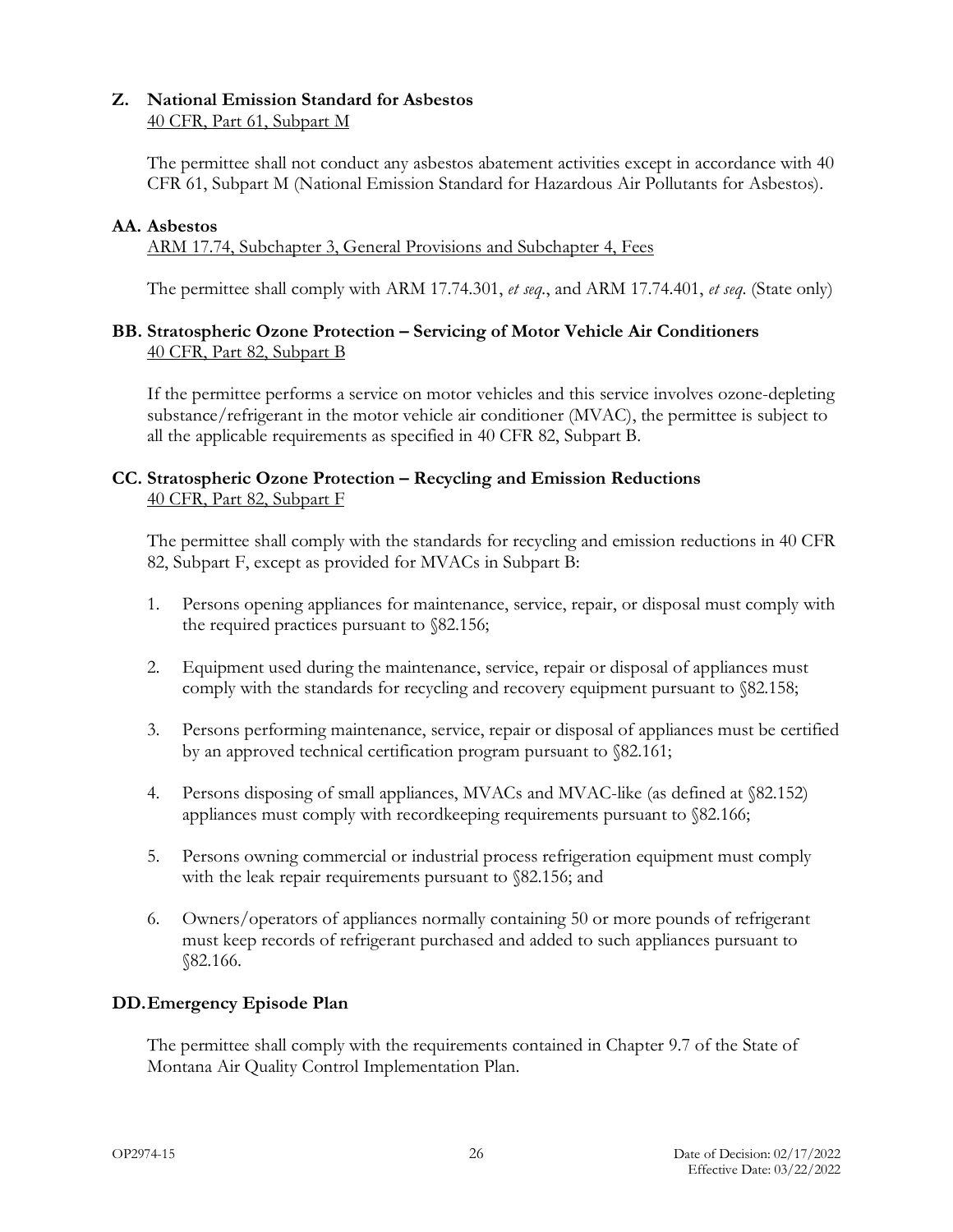**Z. National Emission Standard for Asbestos**
40 CFR, Part 61, Subpart M

The permittee shall not conduct any asbestos abatement activities except in accordance with 40 CFR 61, Subpart M (National Emission Standard for Hazardous Air Pollutants for Asbestos).

**AA. Asbestos**
ARM 17.74, Subchapter 3, General Provisions and Subchapter 4, Fees

The permittee shall comply with ARM 17.74.301, *et seq*., and ARM 17.74.401, *et seq*. (State only)

**BB. Stratospheric Ozone Protection – Servicing of Motor Vehicle Air Conditioners**
40 CFR, Part 82, Subpart B

If the permittee performs a service on motor vehicles and this service involves ozone-depleting substance/refrigerant in the motor vehicle air conditioner (MVAC), the permittee is subject to all the applicable requirements as specified in 40 CFR 82, Subpart B.

**CC. Stratospheric Ozone Protection – Recycling and Emission Reductions**
40 CFR, Part 82, Subpart F

The permittee shall comply with the standards for recycling and emission reductions in 40 CFR 82, Subpart F, except as provided for MVACs in Subpart B:

1. Persons opening appliances for maintenance, service, repair, or disposal must comply with the required practices pursuant to §82.156;
2. Equipment used during the maintenance, service, repair or disposal of appliances must comply with the standards for recycling and recovery equipment pursuant to §82.158;
3. Persons performing maintenance, service, repair or disposal of appliances must be certified by an approved technical certification program pursuant to §82.161;
4. Persons disposing of small appliances, MVACs and MVAC-like (as defined at §82.152) appliances must comply with recordkeeping requirements pursuant to §82.166;
5. Persons owning commercial or industrial process refrigeration equipment must comply with the leak repair requirements pursuant to §82.156; and
6. Owners/operators of appliances normally containing 50 or more pounds of refrigerant must keep records of refrigerant purchased and added to such appliances pursuant to §82.166.

**DD. Emergency Episode Plan**

The permittee shall comply with the requirements contained in Chapter 9.7 of the State of Montana Air Quality Control Implementation Plan.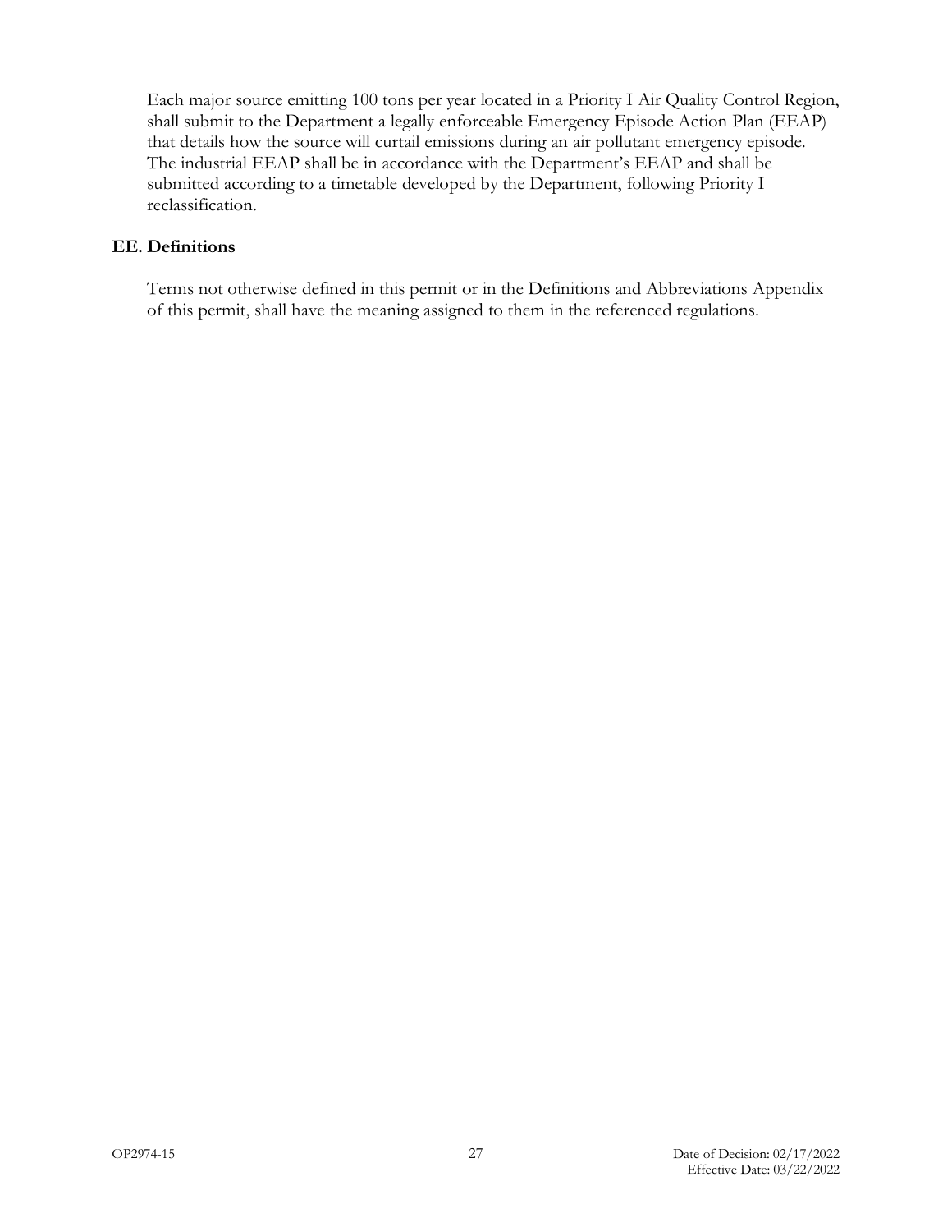Each major source emitting 100 tons per year located in a Priority I Air Quality Control Region, shall submit to the Department a legally enforceable Emergency Episode Action Plan (EEAP) that details how the source will curtail emissions during an air pollutant emergency episode. The industrial EEAP shall be in accordance with the Department's EEAP and shall be submitted according to a timetable developed by the Department, following Priority I reclassification.

## EE. Definitions

Terms not otherwise defined in this permit or in the Definitions and Abbreviations Appendix of this permit, shall have the meaning assigned to them in the referenced regulations.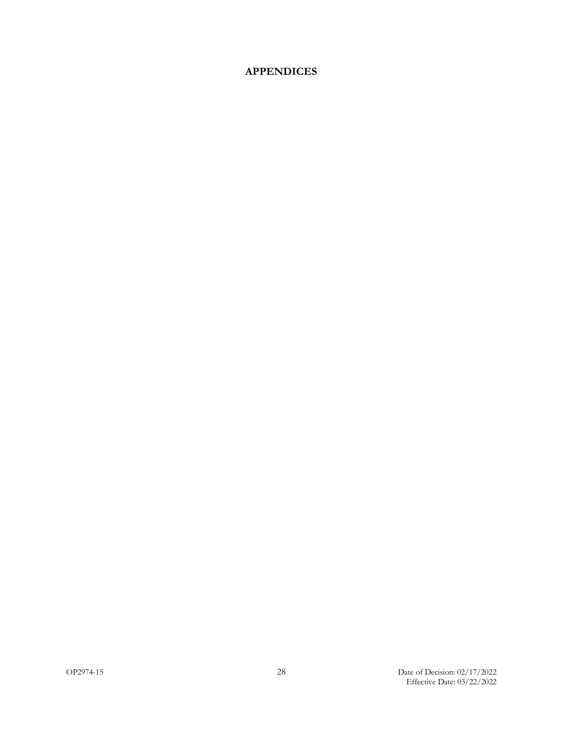# APPENDICES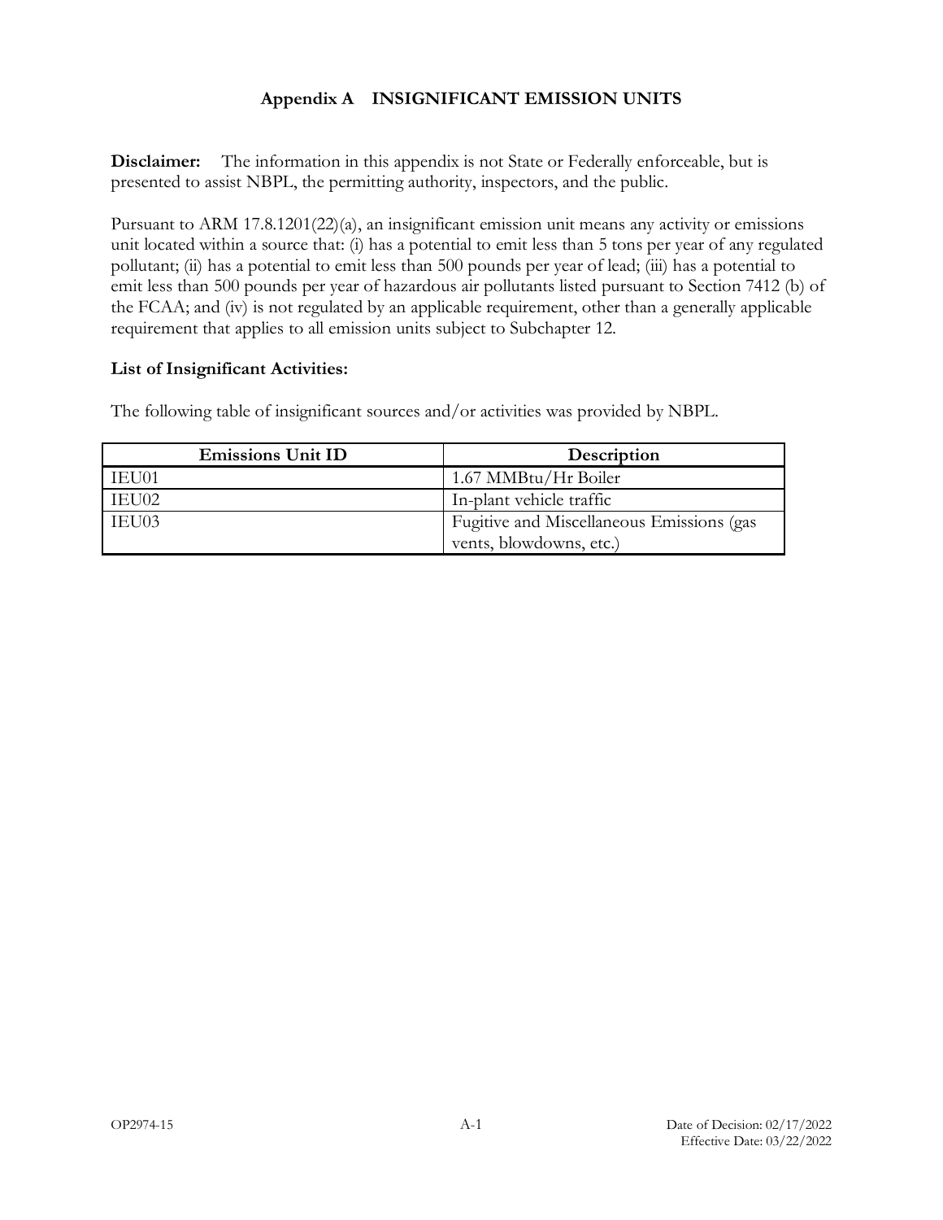## Appendix A INSIGNIFICANT EMISSION UNITS

**Disclaimer:** The information in this appendix is not State or Federally enforceable, but is presented to assist NBPL, the permitting authority, inspectors, and the public.

Pursuant to ARM 17.8.1201(22)(a), an insignificant emission unit means any activity or emissions unit located within a source that: (i) has a potential to emit less than 5 tons per year of any regulated pollutant; (ii) has a potential to emit less than 500 pounds per year of lead; (iii) has a potential to emit less than 500 pounds per year of hazardous air pollutants listed pursuant to Section 7412 (b) of the FCAA; and (iv) is not regulated by an applicable requirement, other than a generally applicable requirement that applies to all emission units subject to Subchapter 12.

**List of Insignificant Activities:**

The following table of insignificant sources and/or activities was provided by NBPL.

| Emissions Unit ID | Description |
|---|---|
| IEU01 | 1.67 MMBtu/Hr Boiler |
| IEU02 | In-plant vehicle traffic |
| IEU03 | Fugitive and Miscellaneous Emissions (gas vents, blowdowns, etc.) |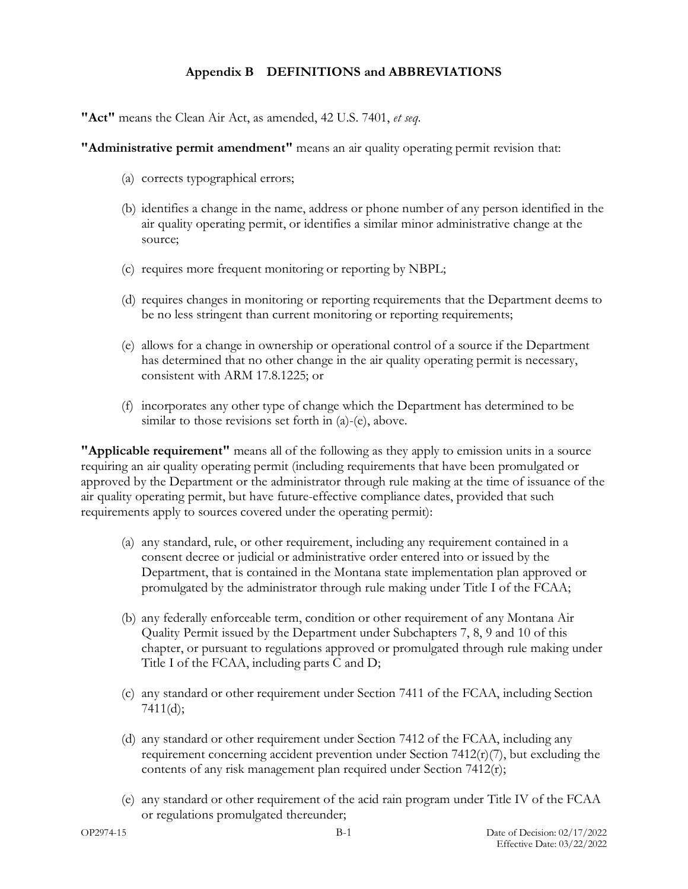## Appendix B DEFINITIONS and ABBREVIATIONS

**"Act"** means the Clean Air Act, as amended, 42 U.S. 7401, *et seq*.

**"Administrative permit amendment"** means an air quality operating permit revision that:

(a) corrects typographical errors;

(b) identifies a change in the name, address or phone number of any person identified in the air quality operating permit, or identifies a similar minor administrative change at the source;

(c) requires more frequent monitoring or reporting by NBPL;

(d) requires changes in monitoring or reporting requirements that the Department deems to be no less stringent than current monitoring or reporting requirements;

(e) allows for a change in ownership or operational control of a source if the Department has determined that no other change in the air quality operating permit is necessary, consistent with ARM 17.8.1225; or

(f) incorporates any other type of change which the Department has determined to be similar to those revisions set forth in (a)-(e), above.

**"Applicable requirement"** means all of the following as they apply to emission units in a source requiring an air quality operating permit (including requirements that have been promulgated or approved by the Department or the administrator through rule making at the time of issuance of the air quality operating permit, but have future-effective compliance dates, provided that such requirements apply to sources covered under the operating permit):

(a) any standard, rule, or other requirement, including any requirement contained in a consent decree or judicial or administrative order entered into or issued by the Department, that is contained in the Montana state implementation plan approved or promulgated by the administrator through rule making under Title I of the FCAA;

(b) any federally enforceable term, condition or other requirement of any Montana Air Quality Permit issued by the Department under Subchapters 7, 8, 9 and 10 of this chapter, or pursuant to regulations approved or promulgated through rule making under Title I of the FCAA, including parts C and D;

(c) any standard or other requirement under Section 7411 of the FCAA, including Section 7411(d);

(d) any standard or other requirement under Section 7412 of the FCAA, including any requirement concerning accident prevention under Section 7412(r)(7), but excluding the contents of any risk management plan required under Section 7412(r);

(e) any standard or other requirement of the acid rain program under Title IV of the FCAA or regulations promulgated thereunder;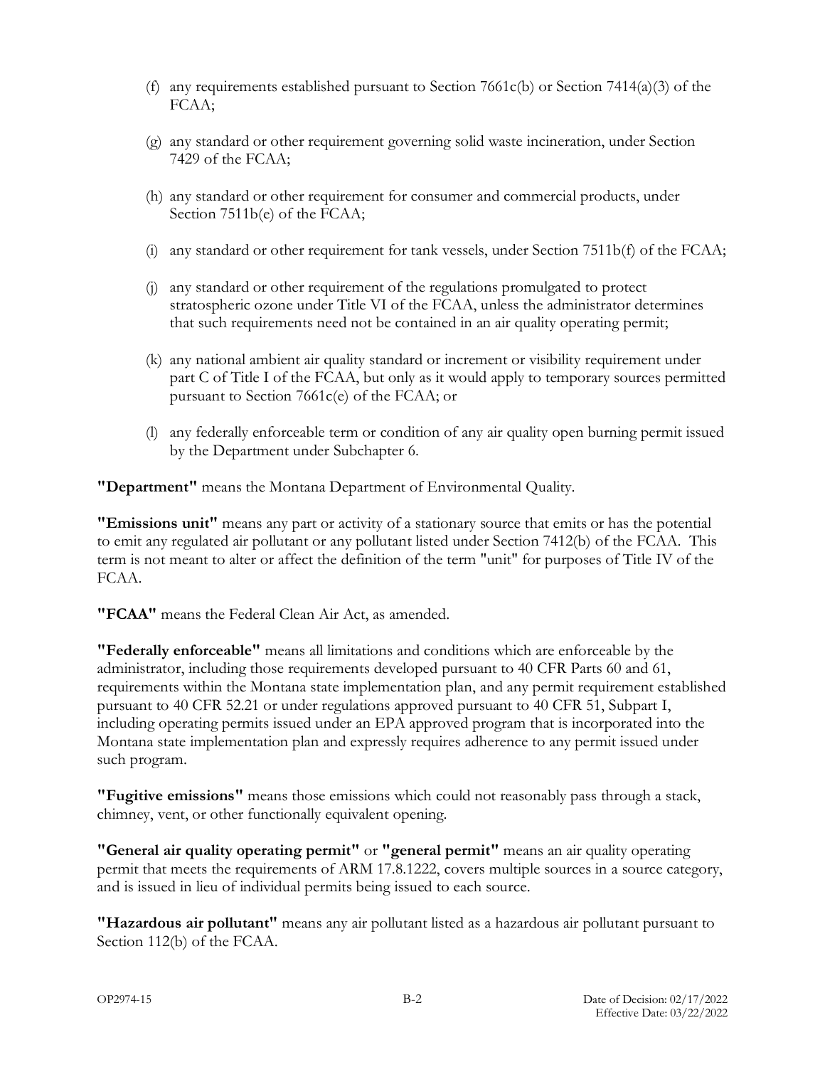(f) any requirements established pursuant to Section 7661c(b) or Section 7414(a)(3) of the FCAA;

(g) any standard or other requirement governing solid waste incineration, under Section 7429 of the FCAA;

(h) any standard or other requirement for consumer and commercial products, under Section 7511b(e) of the FCAA;

(i) any standard or other requirement for tank vessels, under Section 7511b(f) of the FCAA;

(j) any standard or other requirement of the regulations promulgated to protect stratospheric ozone under Title VI of the FCAA, unless the administrator determines that such requirements need not be contained in an air quality operating permit;

(k) any national ambient air quality standard or increment or visibility requirement under part C of Title I of the FCAA, but only as it would apply to temporary sources permitted pursuant to Section 7661c(e) of the FCAA; or

(l) any federally enforceable term or condition of any air quality open burning permit issued by the Department under Subchapter 6.

**"Department"** means the Montana Department of Environmental Quality.

**"Emissions unit"** means any part or activity of a stationary source that emits or has the potential to emit any regulated air pollutant or any pollutant listed under Section 7412(b) of the FCAA. This term is not meant to alter or affect the definition of the term "unit" for purposes of Title IV of the FCAA.

**"FCAA"** means the Federal Clean Air Act, as amended.

**"Federally enforceable"** means all limitations and conditions which are enforceable by the administrator, including those requirements developed pursuant to 40 CFR Parts 60 and 61, requirements within the Montana state implementation plan, and any permit requirement established pursuant to 40 CFR 52.21 or under regulations approved pursuant to 40 CFR 51, Subpart I, including operating permits issued under an EPA approved program that is incorporated into the Montana state implementation plan and expressly requires adherence to any permit issued under such program.

**"Fugitive emissions"** means those emissions which could not reasonably pass through a stack, chimney, vent, or other functionally equivalent opening.

**"General air quality operating permit"** or **"general permit"** means an air quality operating permit that meets the requirements of ARM 17.8.1222, covers multiple sources in a source category, and is issued in lieu of individual permits being issued to each source.

**"Hazardous air pollutant"** means any air pollutant listed as a hazardous air pollutant pursuant to Section 112(b) of the FCAA.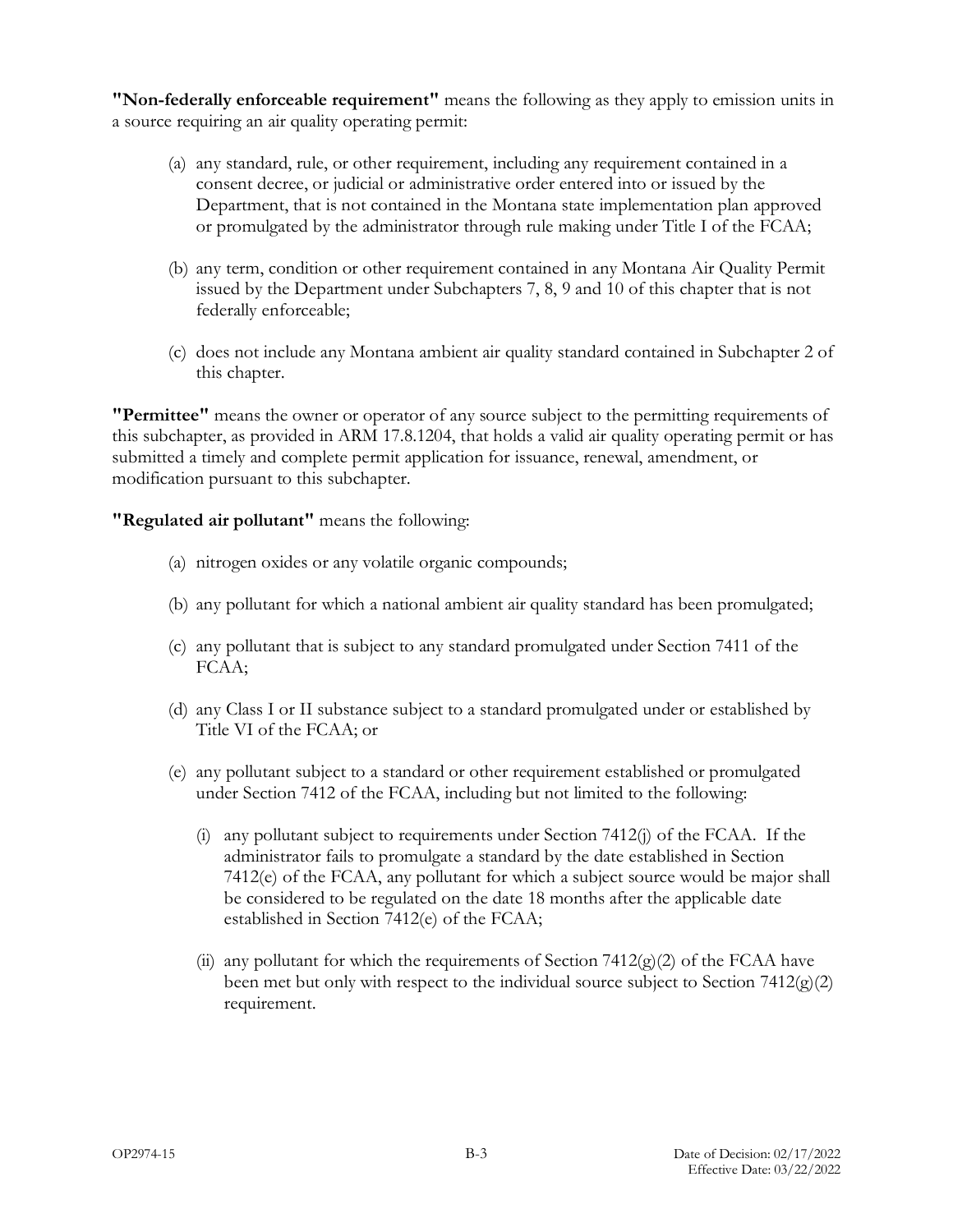**"Non-federally enforceable requirement"** means the following as they apply to emission units in a source requiring an air quality operating permit:

(a) any standard, rule, or other requirement, including any requirement contained in a consent decree, or judicial or administrative order entered into or issued by the Department, that is not contained in the Montana state implementation plan approved or promulgated by the administrator through rule making under Title I of the FCAA;

(b) any term, condition or other requirement contained in any Montana Air Quality Permit issued by the Department under Subchapters 7, 8, 9 and 10 of this chapter that is not federally enforceable;

(c) does not include any Montana ambient air quality standard contained in Subchapter 2 of this chapter.

**"Permittee"** means the owner or operator of any source subject to the permitting requirements of this subchapter, as provided in ARM 17.8.1204, that holds a valid air quality operating permit or has submitted a timely and complete permit application for issuance, renewal, amendment, or modification pursuant to this subchapter.

**"Regulated air pollutant"** means the following:

(a) nitrogen oxides or any volatile organic compounds;

(b) any pollutant for which a national ambient air quality standard has been promulgated;

(c) any pollutant that is subject to any standard promulgated under Section 7411 of the FCAA;

(d) any Class I or II substance subject to a standard promulgated under or established by Title VI of the FCAA; or

(e) any pollutant subject to a standard or other requirement established or promulgated under Section 7412 of the FCAA, including but not limited to the following:

   (i) any pollutant subject to requirements under Section 7412(j) of the FCAA. If the administrator fails to promulgate a standard by the date established in Section 7412(e) of the FCAA, any pollutant for which a subject source would be major shall be considered to be regulated on the date 18 months after the applicable date established in Section 7412(e) of the FCAA;

   (ii) any pollutant for which the requirements of Section 7412(g)(2) of the FCAA have been met but only with respect to the individual source subject to Section 7412(g)(2) requirement.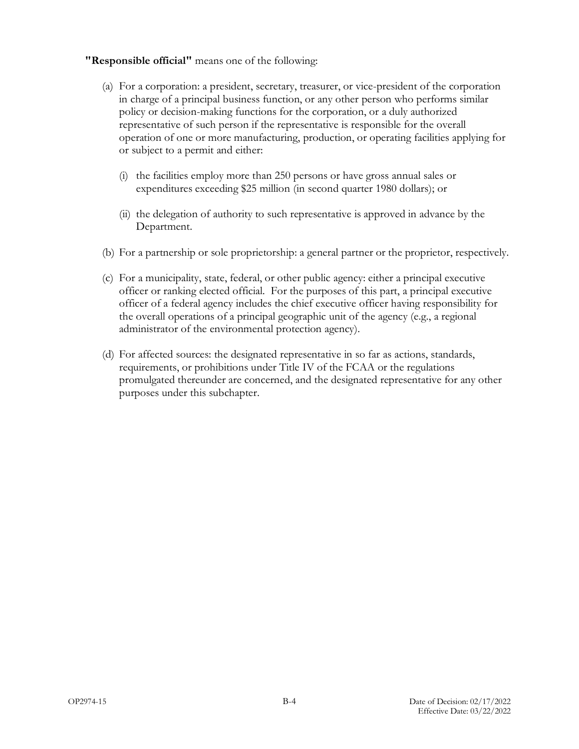**"Responsible official"** means one of the following:

(a) For a corporation: a president, secretary, treasurer, or vice-president of the corporation in charge of a principal business function, or any other person who performs similar policy or decision-making functions for the corporation, or a duly authorized representative of such person if the representative is responsible for the overall operation of one or more manufacturing, production, or operating facilities applying for or subject to a permit and either:

(i) the facilities employ more than 250 persons or have gross annual sales or expenditures exceeding $25 million (in second quarter 1980 dollars); or

(ii) the delegation of authority to such representative is approved in advance by the Department.

(b) For a partnership or sole proprietorship: a general partner or the proprietor, respectively.

(c) For a municipality, state, federal, or other public agency: either a principal executive officer or ranking elected official. For the purposes of this part, a principal executive officer of a federal agency includes the chief executive officer having responsibility for the overall operations of a principal geographic unit of the agency (e.g., a regional administrator of the environmental protection agency).

(d) For affected sources: the designated representative in so far as actions, standards, requirements, or prohibitions under Title IV of the FCAA or the regulations promulgated thereunder are concerned, and the designated representative for any other purposes under this subchapter.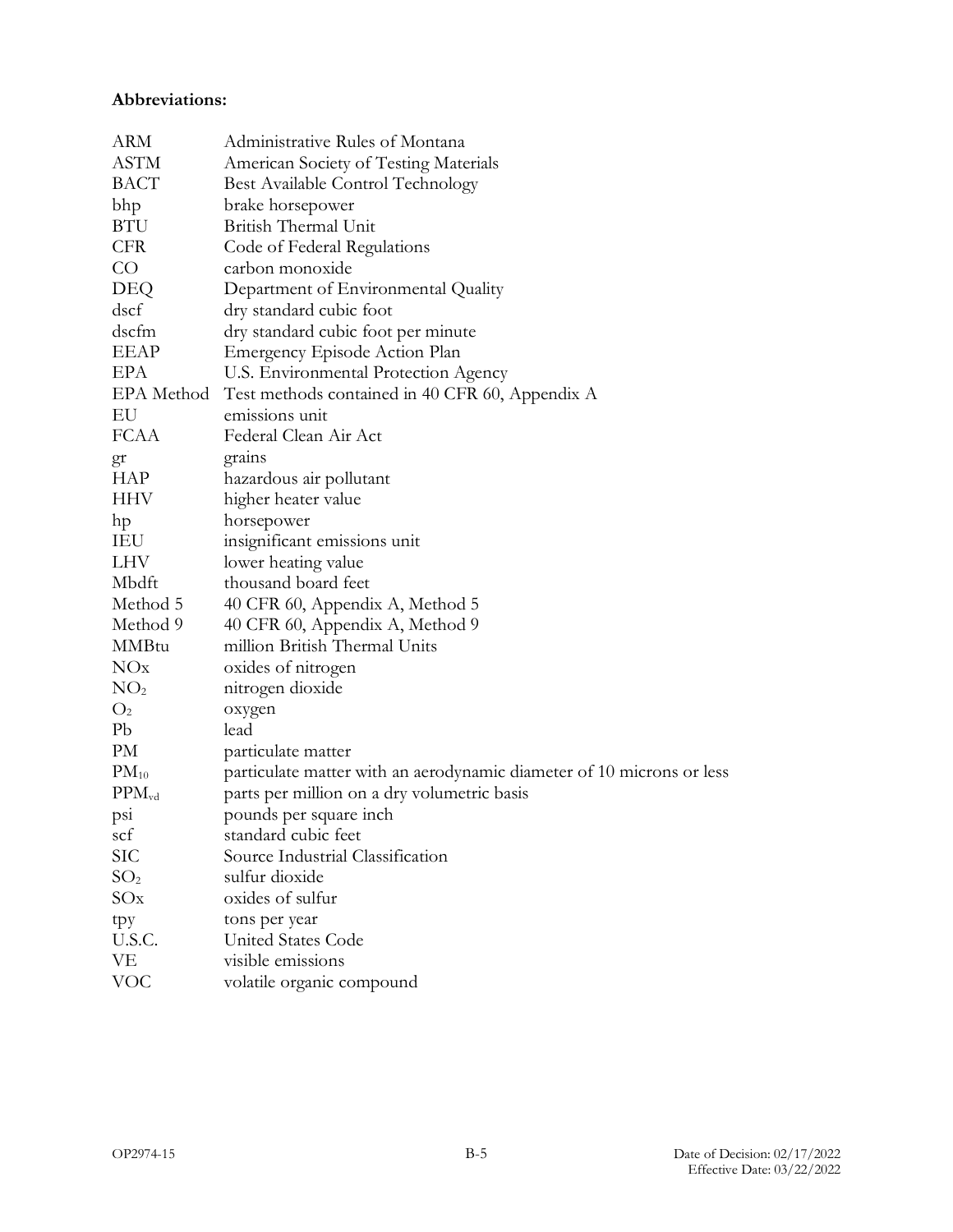**Abbreviations:**

| | |
|---|---|
| ARM | Administrative Rules of Montana |
| ASTM | American Society of Testing Materials |
| BACT | Best Available Control Technology |
| bhp | brake horsepower |
| BTU | British Thermal Unit |
| CFR | Code of Federal Regulations |
| CO | carbon monoxide |
| DEQ | Department of Environmental Quality |
| dscf | dry standard cubic foot |
| dscfm | dry standard cubic foot per minute |
| EEAP | Emergency Episode Action Plan |
| EPA | U.S. Environmental Protection Agency |
| EPA Method | Test methods contained in 40 CFR 60, Appendix A |
| EU | emissions unit |
| FCAA | Federal Clean Air Act |
| gr | grains |
| HAP | hazardous air pollutant |
| HHV | higher heater value |
| hp | horsepower |
| IEU | insignificant emissions unit |
| LHV | lower heating value |
| Mbdft | thousand board feet |
| Method 5 | 40 CFR 60, Appendix A, Method 5 |
| Method 9 | 40 CFR 60, Appendix A, Method 9 |
| MMBtu | million British Thermal Units |
| NOx | oxides of nitrogen |
| $NO_2$ | nitrogen dioxide |
| $O_2$ | oxygen |
| Pb | lead |
| PM | particulate matter |
| $PM_{10}$ | particulate matter with an aerodynamic diameter of 10 microns or less |
| $PPM_{vd}$ | parts per million on a dry volumetric basis |
| psi | pounds per square inch |
| scf | standard cubic feet |
| SIC | Source Industrial Classification |
| $SO_2$ | sulfur dioxide |
| SOx | oxides of sulfur |
| tpy | tons per year |
| U.S.C. | United States Code |
| VE | visible emissions |
| VOC | volatile organic compound |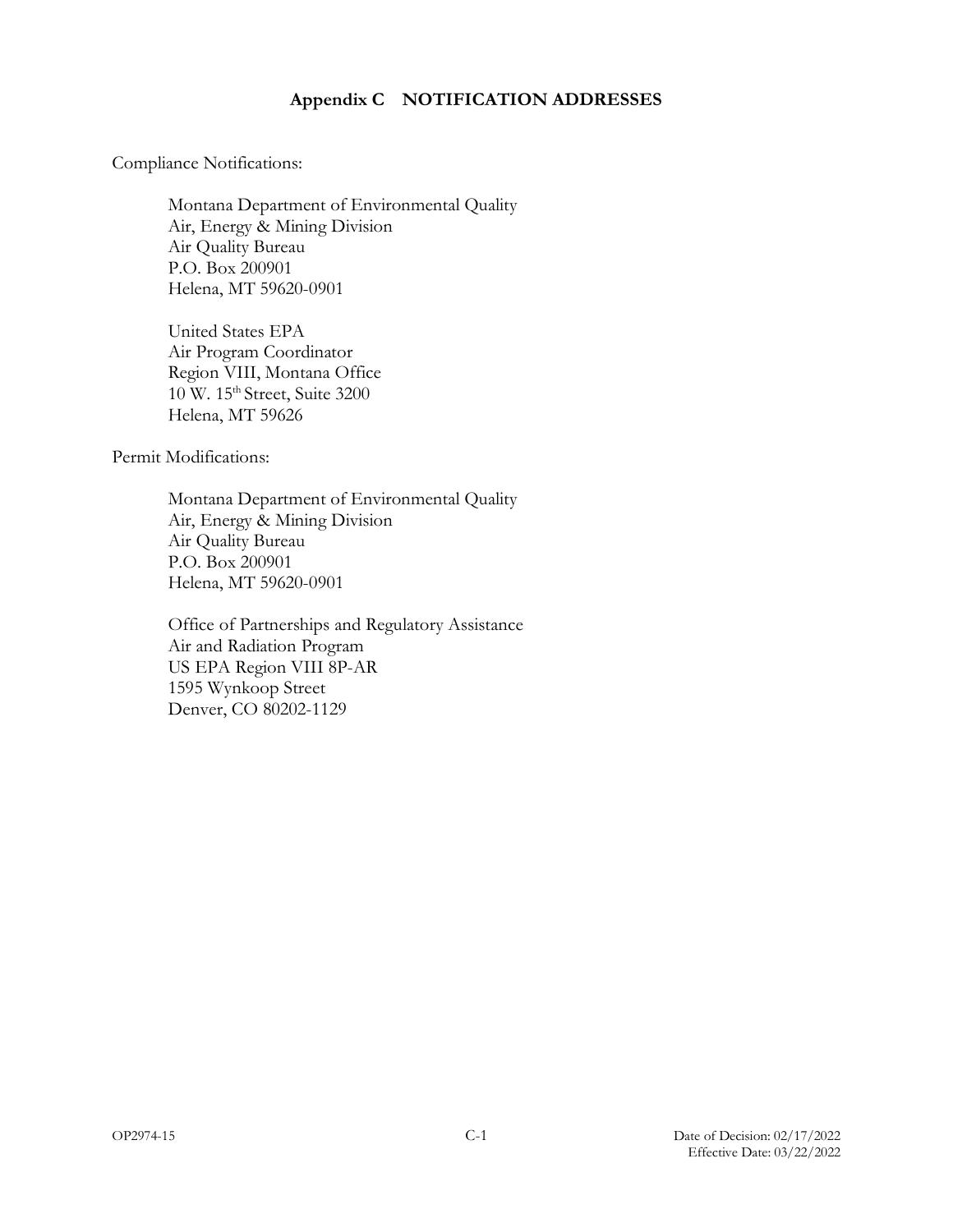# Appendix C NOTIFICATION ADDRESSES

Compliance Notifications:

Montana Department of Environmental Quality
Air, Energy & Mining Division
Air Quality Bureau
P.O. Box 200901
Helena, MT 59620-0901

United States EPA
Air Program Coordinator
Region VIII, Montana Office
10 W. 15th Street, Suite 3200
Helena, MT 59626

Permit Modifications:

Montana Department of Environmental Quality
Air, Energy & Mining Division
Air Quality Bureau
P.O. Box 200901
Helena, MT 59620-0901

Office of Partnerships and Regulatory Assistance
Air and Radiation Program
US EPA Region VIII 8P-AR
1595 Wynkoop Street
Denver, CO 80202-1129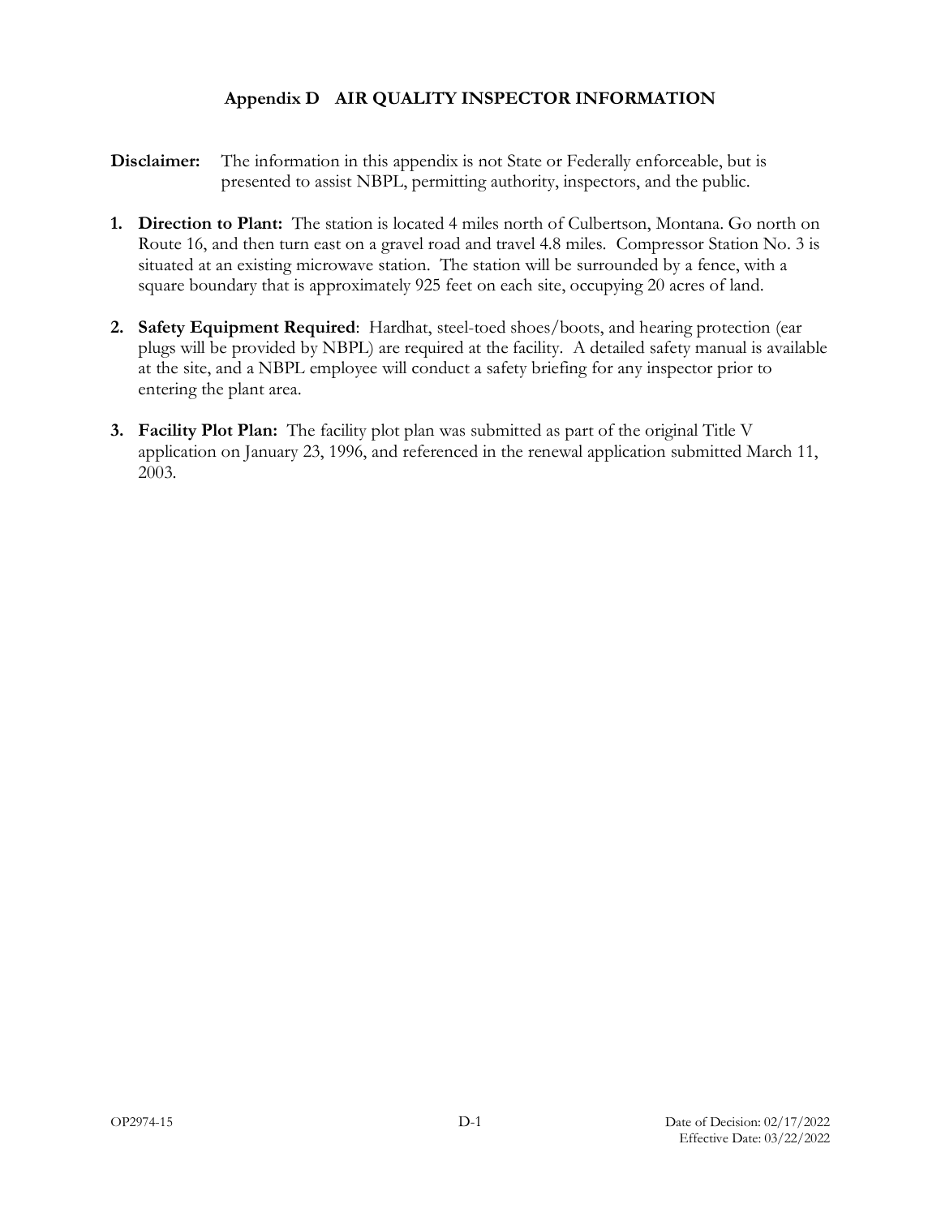## Appendix D AIR QUALITY INSPECTOR INFORMATION

**Disclaimer:** The information in this appendix is not State or Federally enforceable, but is presented to assist NBPL, permitting authority, inspectors, and the public.

1. **Direction to Plant:** The station is located 4 miles north of Culbertson, Montana. Go north on Route 16, and then turn east on a gravel road and travel 4.8 miles. Compressor Station No. 3 is situated at an existing microwave station. The station will be surrounded by a fence, with a square boundary that is approximately 925 feet on each site, occupying 20 acres of land.

2. **Safety Equipment Required**: Hardhat, steel-toed shoes/boots, and hearing protection (ear plugs will be provided by NBPL) are required at the facility. A detailed safety manual is available at the site, and a NBPL employee will conduct a safety briefing for any inspector prior to entering the plant area.

3. **Facility Plot Plan:** The facility plot plan was submitted as part of the original Title V application on January 23, 1996, and referenced in the renewal application submitted March 11, 2003.